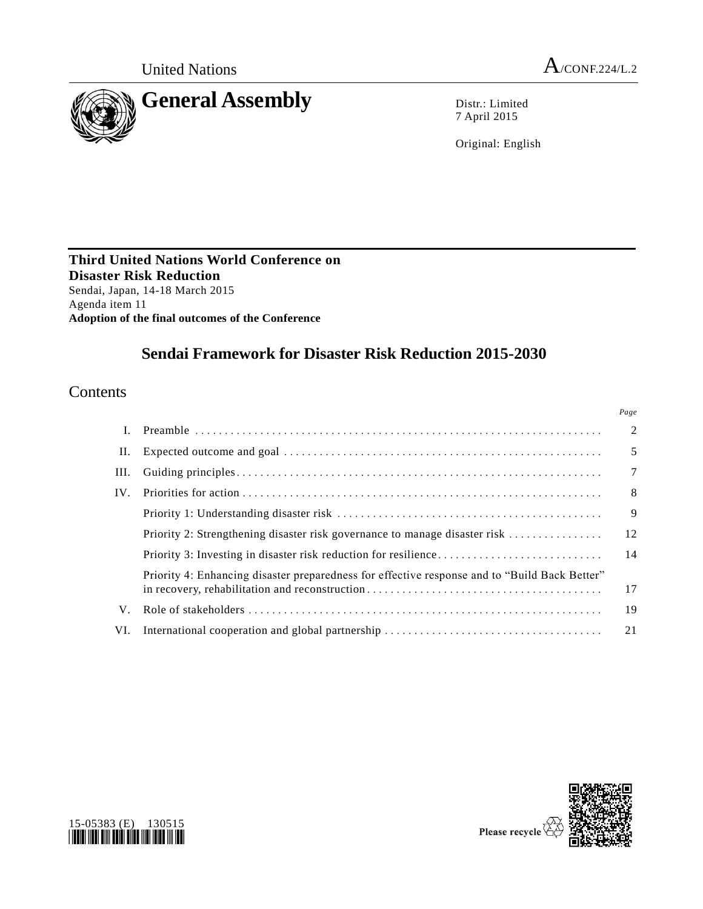United Nations A/CONF.224/L.2

# General Assembly

Distr.: Limited
7 April 2015

Original: English

**Third United Nations World Conference on Disaster Risk Reduction**
Sendai, Japan, 14-18 March 2015
Agenda item 11
**Adoption of the final outcomes of the Conference**

## Sendai Framework for Disaster Risk Reduction 2015-2030

### Contents

| | | Page |
|---|---|---|
| I. | Preamble | 2 |
| II. | Expected outcome and goal | 5 |
| III. | Guiding principles | 7 |
| IV. | Priorities for action | 8 |
| | Priority 1: Understanding disaster risk | 9 |
| | Priority 2: Strengthening disaster risk governance to manage disaster risk | 12 |
| | Priority 3: Investing in disaster risk reduction for resilience | 14 |
| | Priority 4: Enhancing disaster preparedness for effective response and to "Build Back Better" in recovery, rehabilitation and reconstruction | 17 |
| V. | Role of stakeholders | 19 |
| VI. | International cooperation and global partnership | 21 |

15-05383 (E) 130515

Please recycle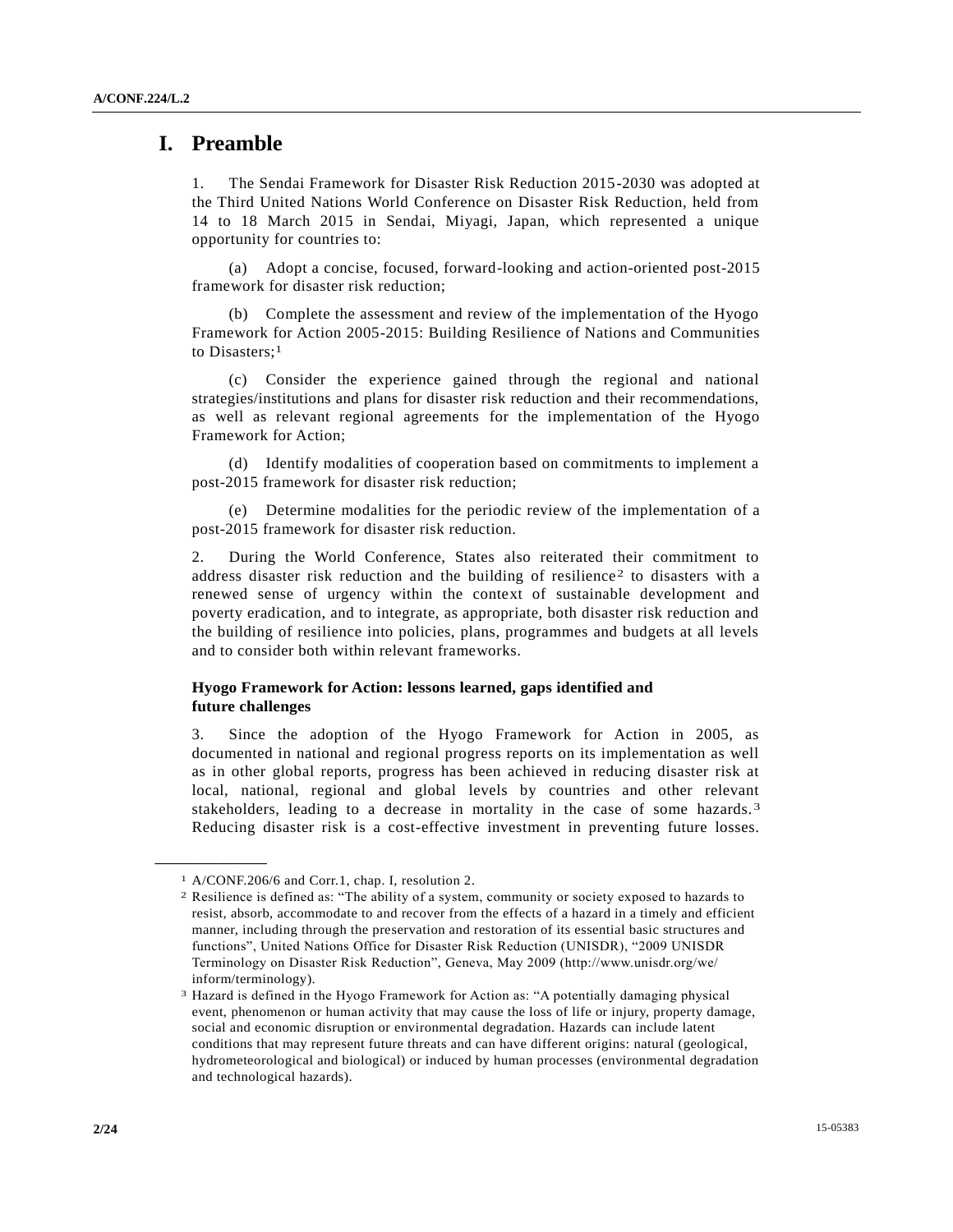# I. Preamble

1. The Sendai Framework for Disaster Risk Reduction 2015-2030 was adopted at the Third United Nations World Conference on Disaster Risk Reduction, held from 14 to 18 March 2015 in Sendai, Miyagi, Japan, which represented a unique opportunity for countries to:

(a) Adopt a concise, focused, forward-looking and action-oriented post-2015 framework for disaster risk reduction;

(b) Complete the assessment and review of the implementation of the Hyogo Framework for Action 2005-2015: Building Resilience of Nations and Communities to Disasters;[1]

(c) Consider the experience gained through the regional and national strategies/institutions and plans for disaster risk reduction and their recommendations, as well as relevant regional agreements for the implementation of the Hyogo Framework for Action;

(d) Identify modalities of cooperation based on commitments to implement a post-2015 framework for disaster risk reduction;

(e) Determine modalities for the periodic review of the implementation of a post-2015 framework for disaster risk reduction.

2. During the World Conference, States also reiterated their commitment to address disaster risk reduction and the building of resilience[2] to disasters with a renewed sense of urgency within the context of sustainable development and poverty eradication, and to integrate, as appropriate, both disaster risk reduction and the building of resilience into policies, plans, programmes and budgets at all levels and to consider both within relevant frameworks.

### Hyogo Framework for Action: lessons learned, gaps identified and future challenges

3. Since the adoption of the Hyogo Framework for Action in 2005, as documented in national and regional progress reports on its implementation as well as in other global reports, progress has been achieved in reducing disaster risk at local, national, regional and global levels by countries and other relevant stakeholders, leading to a decrease in mortality in the case of some hazards.[3] Reducing disaster risk is a cost-effective investment in preventing future losses.

---

[1] A/CONF.206/6 and Corr.1, chap. I, resolution 2.

[2] Resilience is defined as: "The ability of a system, community or society exposed to hazards to resist, absorb, accommodate to and recover from the effects of a hazard in a timely and efficient manner, including through the preservation and restoration of its essential basic structures and functions", United Nations Office for Disaster Risk Reduction (UNISDR), "2009 UNISDR Terminology on Disaster Risk Reduction", Geneva, May 2009 (http://www.unisdr.org/we/inform/terminology).

[3] Hazard is defined in the Hyogo Framework for Action as: "A potentially damaging physical event, phenomenon or human activity that may cause the loss of life or injury, property damage, social and economic disruption or environmental degradation. Hazards can include latent conditions that may represent future threats and can have different origins: natural (geological, hydrometeorological and biological) or induced by human processes (environmental degradation and technological hazards).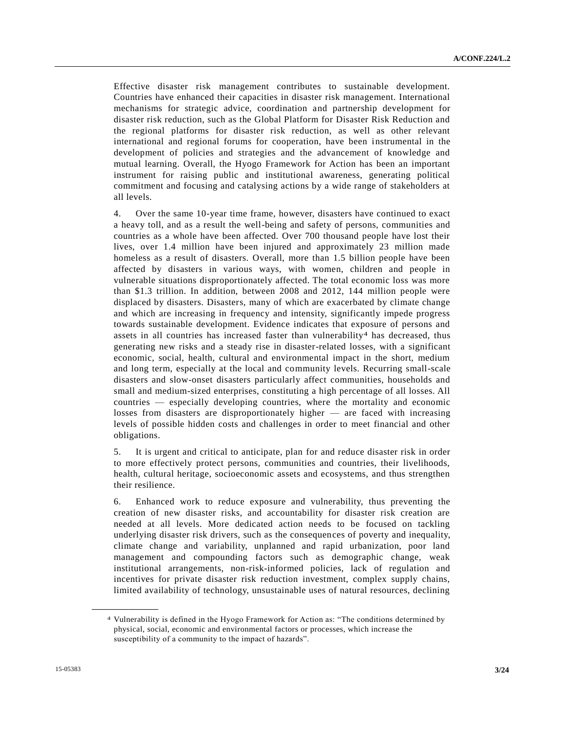Effective disaster risk management contributes to sustainable development. Countries have enhanced their capacities in disaster risk management. International mechanisms for strategic advice, coordination and partnership development for disaster risk reduction, such as the Global Platform for Disaster Risk Reduction and the regional platforms for disaster risk reduction, as well as other relevant international and regional forums for cooperation, have been instrumental in the development of policies and strategies and the advancement of knowledge and mutual learning. Overall, the Hyogo Framework for Action has been an important instrument for raising public and institutional awareness, generating political commitment and focusing and catalysing actions by a wide range of stakeholders at all levels.

4. Over the same 10-year time frame, however, disasters have continued to exact a heavy toll, and as a result the well-being and safety of persons, communities and countries as a whole have been affected. Over 700 thousand people have lost their lives, over 1.4 million have been injured and approximately 23 million made homeless as a result of disasters. Overall, more than 1.5 billion people have been affected by disasters in various ways, with women, children and people in vulnerable situations disproportionately affected. The total economic loss was more than $1.3 trillion. In addition, between 2008 and 2012, 144 million people were displaced by disasters. Disasters, many of which are exacerbated by climate change and which are increasing in frequency and intensity, significantly impede progress towards sustainable development. Evidence indicates that exposure of persons and assets in all countries has increased faster than vulnerability[4] has decreased, thus generating new risks and a steady rise in disaster-related losses, with a significant economic, social, health, cultural and environmental impact in the short, medium and long term, especially at the local and community levels. Recurring small-scale disasters and slow-onset disasters particularly affect communities, households and small and medium-sized enterprises, constituting a high percentage of all losses. All countries — especially developing countries, where the mortality and economic losses from disasters are disproportionately higher — are faced with increasing levels of possible hidden costs and challenges in order to meet financial and other obligations.

5. It is urgent and critical to anticipate, plan for and reduce disaster risk in order to more effectively protect persons, communities and countries, their livelihoods, health, cultural heritage, socioeconomic assets and ecosystems, and thus strengthen their resilience.

6. Enhanced work to reduce exposure and vulnerability, thus preventing the creation of new disaster risks, and accountability for disaster risk creation are needed at all levels. More dedicated action needs to be focused on tackling underlying disaster risk drivers, such as the consequences of poverty and inequality, climate change and variability, unplanned and rapid urbanization, poor land management and compounding factors such as demographic change, weak institutional arrangements, non-risk-informed policies, lack of regulation and incentives for private disaster risk reduction investment, complex supply chains, limited availability of technology, unsustainable uses of natural resources, declining

[4] Vulnerability is defined in the Hyogo Framework for Action as: "The conditions determined by physical, social, economic and environmental factors or processes, which increase the susceptibility of a community to the impact of hazards".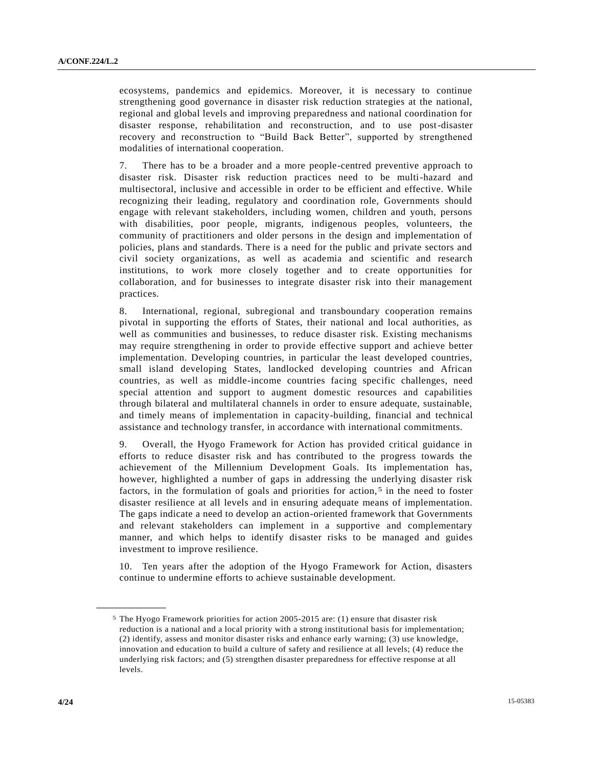ecosystems, pandemics and epidemics. Moreover, it is necessary to continue strengthening good governance in disaster risk reduction strategies at the national, regional and global levels and improving preparedness and national coordination for disaster response, rehabilitation and reconstruction, and to use post-disaster recovery and reconstruction to "Build Back Better", supported by strengthened modalities of international cooperation.

7. There has to be a broader and a more people-centred preventive approach to disaster risk. Disaster risk reduction practices need to be multi-hazard and multisectoral, inclusive and accessible in order to be efficient and effective. While recognizing their leading, regulatory and coordination role, Governments should engage with relevant stakeholders, including women, children and youth, persons with disabilities, poor people, migrants, indigenous peoples, volunteers, the community of practitioners and older persons in the design and implementation of policies, plans and standards. There is a need for the public and private sectors and civil society organizations, as well as academia and scientific and research institutions, to work more closely together and to create opportunities for collaboration, and for businesses to integrate disaster risk into their management practices.

8. International, regional, subregional and transboundary cooperation remains pivotal in supporting the efforts of States, their national and local authorities, as well as communities and businesses, to reduce disaster risk. Existing mechanisms may require strengthening in order to provide effective support and achieve better implementation. Developing countries, in particular the least developed countries, small island developing States, landlocked developing countries and African countries, as well as middle-income countries facing specific challenges, need special attention and support to augment domestic resources and capabilities through bilateral and multilateral channels in order to ensure adequate, sustainable, and timely means of implementation in capacity-building, financial and technical assistance and technology transfer, in accordance with international commitments.

9. Overall, the Hyogo Framework for Action has provided critical guidance in efforts to reduce disaster risk and has contributed to the progress towards the achievement of the Millennium Development Goals. Its implementation has, however, highlighted a number of gaps in addressing the underlying disaster risk factors, in the formulation of goals and priorities for action,[5] in the need to foster disaster resilience at all levels and in ensuring adequate means of implementation. The gaps indicate a need to develop an action-oriented framework that Governments and relevant stakeholders can implement in a supportive and complementary manner, and which helps to identify disaster risks to be managed and guides investment to improve resilience.

10. Ten years after the adoption of the Hyogo Framework for Action, disasters continue to undermine efforts to achieve sustainable development.

---

[5] The Hyogo Framework priorities for action 2005-2015 are: (1) ensure that disaster risk reduction is a national and a local priority with a strong institutional basis for implementation; (2) identify, assess and monitor disaster risks and enhance early warning; (3) use knowledge, innovation and education to build a culture of safety and resilience at all levels; (4) reduce the underlying risk factors; and (5) strengthen disaster preparedness for effective response at all levels.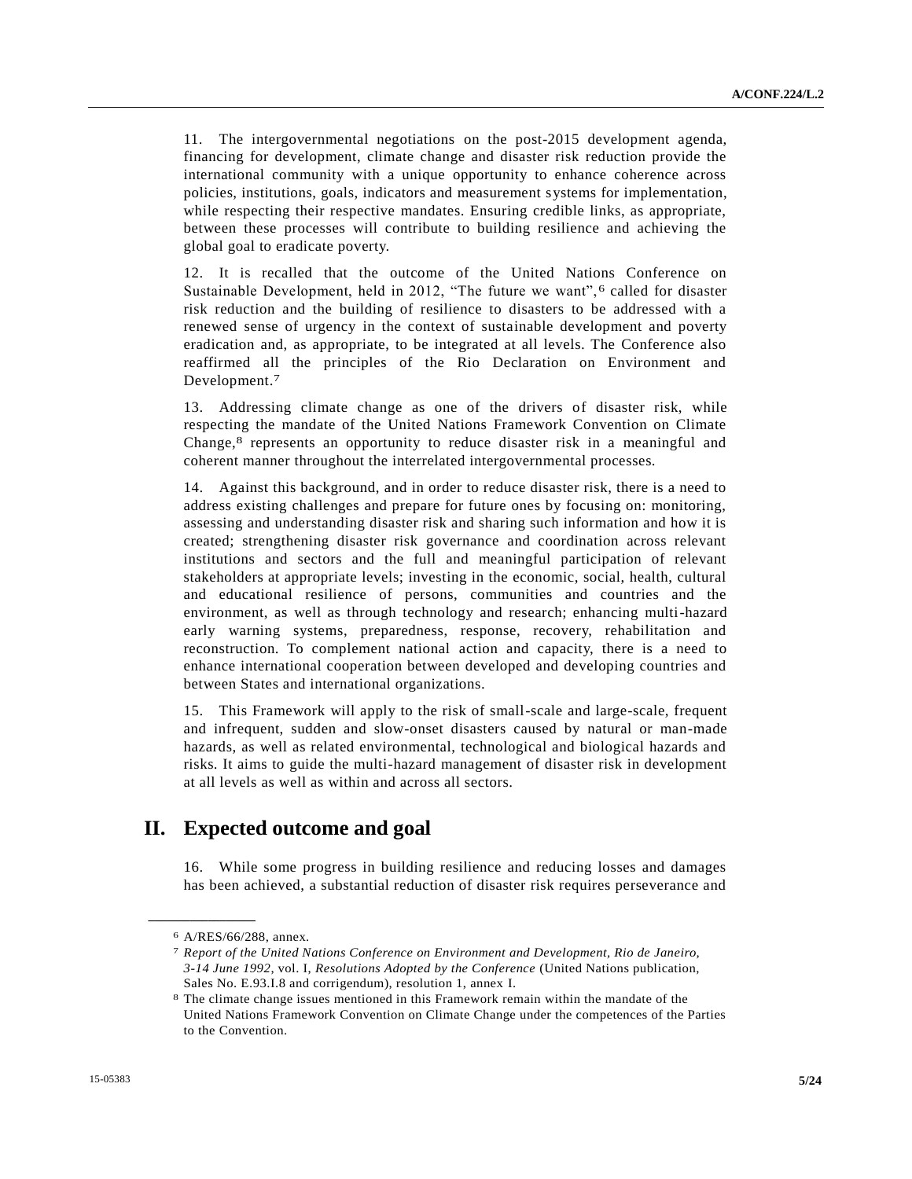11. The intergovernmental negotiations on the post-2015 development agenda, financing for development, climate change and disaster risk reduction provide the international community with a unique opportunity to enhance coherence across policies, institutions, goals, indicators and measurement systems for implementation, while respecting their respective mandates. Ensuring credible links, as appropriate, between these processes will contribute to building resilience and achieving the global goal to eradicate poverty.

12. It is recalled that the outcome of the United Nations Conference on Sustainable Development, held in 2012, "The future we want",[6] called for disaster risk reduction and the building of resilience to disasters to be addressed with a renewed sense of urgency in the context of sustainable development and poverty eradication and, as appropriate, to be integrated at all levels. The Conference also reaffirmed all the principles of the Rio Declaration on Environment and Development.[7]

13. Addressing climate change as one of the drivers of disaster risk, while respecting the mandate of the United Nations Framework Convention on Climate Change,[8] represents an opportunity to reduce disaster risk in a meaningful and coherent manner throughout the interrelated intergovernmental processes.

14. Against this background, and in order to reduce disaster risk, there is a need to address existing challenges and prepare for future ones by focusing on: monitoring, assessing and understanding disaster risk and sharing such information and how it is created; strengthening disaster risk governance and coordination across relevant institutions and sectors and the full and meaningful participation of relevant stakeholders at appropriate levels; investing in the economic, social, health, cultural and educational resilience of persons, communities and countries and the environment, as well as through technology and research; enhancing multi-hazard early warning systems, preparedness, response, recovery, rehabilitation and reconstruction. To complement national action and capacity, there is a need to enhance international cooperation between developed and developing countries and between States and international organizations.

15. This Framework will apply to the risk of small-scale and large-scale, frequent and infrequent, sudden and slow-onset disasters caused by natural or man-made hazards, as well as related environmental, technological and biological hazards and risks. It aims to guide the multi-hazard management of disaster risk in development at all levels as well as within and across all sectors.

# II. Expected outcome and goal

16. While some progress in building resilience and reducing losses and damages has been achieved, a substantial reduction of disaster risk requires perseverance and

---

[6] A/RES/66/288, annex.

[7] *Report of the United Nations Conference on Environment and Development, Rio de Janeiro, 3-14 June 1992*, vol. I, *Resolutions Adopted by the Conference* (United Nations publication, Sales No. E.93.I.8 and corrigendum), resolution 1, annex I.

[8] The climate change issues mentioned in this Framework remain within the mandate of the United Nations Framework Convention on Climate Change under the competences of the Parties to the Convention.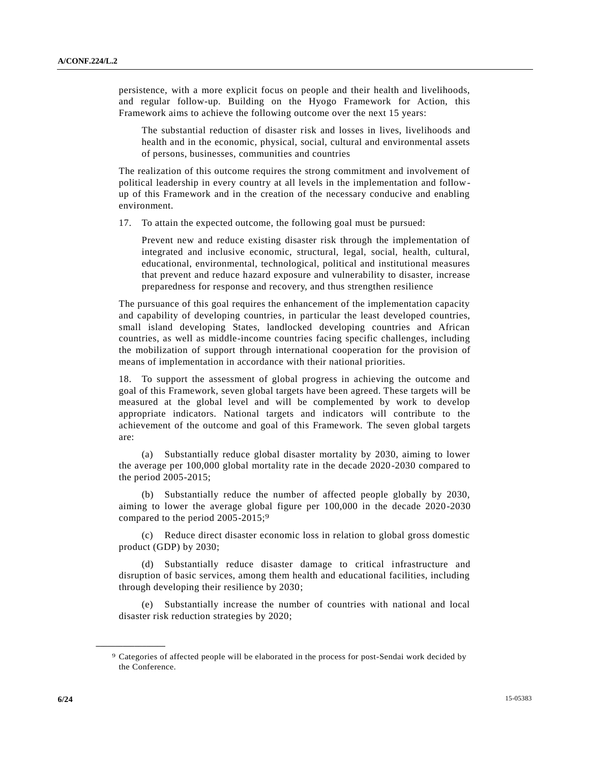persistence, with a more explicit focus on people and their health and livelihoods, and regular follow-up. Building on the Hyogo Framework for Action, this Framework aims to achieve the following outcome over the next 15 years:

> The substantial reduction of disaster risk and losses in lives, livelihoods and health and in the economic, physical, social, cultural and environmental assets of persons, businesses, communities and countries

The realization of this outcome requires the strong commitment and involvement of political leadership in every country at all levels in the implementation and follow-up of this Framework and in the creation of the necessary conducive and enabling environment.

17. To attain the expected outcome, the following goal must be pursued:

> Prevent new and reduce existing disaster risk through the implementation of integrated and inclusive economic, structural, legal, social, health, cultural, educational, environmental, technological, political and institutional measures that prevent and reduce hazard exposure and vulnerability to disaster, increase preparedness for response and recovery, and thus strengthen resilience

The pursuance of this goal requires the enhancement of the implementation capacity and capability of developing countries, in particular the least developed countries, small island developing States, landlocked developing countries and African countries, as well as middle-income countries facing specific challenges, including the mobilization of support through international cooperation for the provision of means of implementation in accordance with their national priorities.

18. To support the assessment of global progress in achieving the outcome and goal of this Framework, seven global targets have been agreed. These targets will be measured at the global level and will be complemented by work to develop appropriate indicators. National targets and indicators will contribute to the achievement of the outcome and goal of this Framework. The seven global targets are:

(a) Substantially reduce global disaster mortality by 2030, aiming to lower the average per 100,000 global mortality rate in the decade 2020-2030 compared to the period 2005-2015;

(b) Substantially reduce the number of affected people globally by 2030, aiming to lower the average global figure per 100,000 in the decade 2020-2030 compared to the period 2005-2015;[9]

(c) Reduce direct disaster economic loss in relation to global gross domestic product (GDP) by 2030;

(d) Substantially reduce disaster damage to critical infrastructure and disruption of basic services, among them health and educational facilities, including through developing their resilience by 2030;

(e) Substantially increase the number of countries with national and local disaster risk reduction strategies by 2020;

---

[9] Categories of affected people will be elaborated in the process for post-Sendai work decided by the Conference.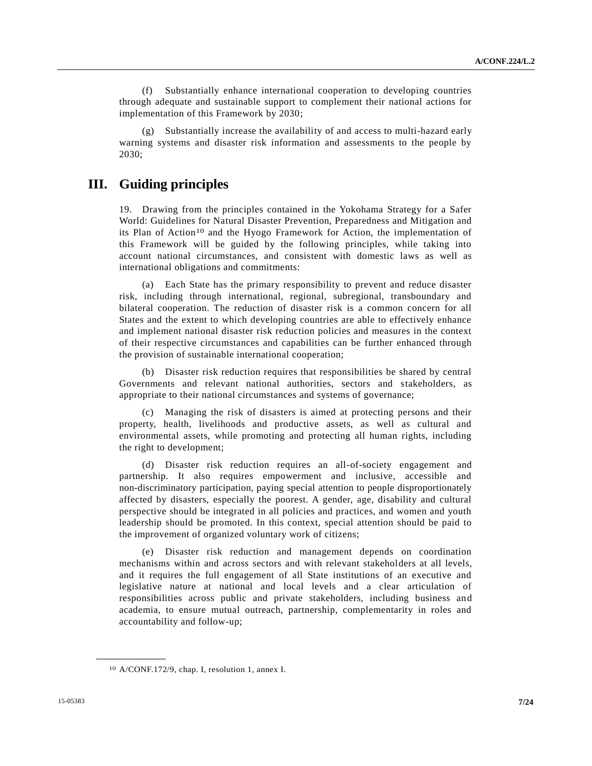(f) Substantially enhance international cooperation to developing countries through adequate and sustainable support to complement their national actions for implementation of this Framework by 2030;

(g) Substantially increase the availability of and access to multi-hazard early warning systems and disaster risk information and assessments to the people by 2030;

# III. Guiding principles

19. Drawing from the principles contained in the Yokohama Strategy for a Safer World: Guidelines for Natural Disaster Prevention, Preparedness and Mitigation and its Plan of Action[10] and the Hyogo Framework for Action, the implementation of this Framework will be guided by the following principles, while taking into account national circumstances, and consistent with domestic laws as well as international obligations and commitments:

(a) Each State has the primary responsibility to prevent and reduce disaster risk, including through international, regional, subregional, transboundary and bilateral cooperation. The reduction of disaster risk is a common concern for all States and the extent to which developing countries are able to effectively enhance and implement national disaster risk reduction policies and measures in the context of their respective circumstances and capabilities can be further enhanced through the provision of sustainable international cooperation;

(b) Disaster risk reduction requires that responsibilities be shared by central Governments and relevant national authorities, sectors and stakeholders, as appropriate to their national circumstances and systems of governance;

(c) Managing the risk of disasters is aimed at protecting persons and their property, health, livelihoods and productive assets, as well as cultural and environmental assets, while promoting and protecting all human rights, including the right to development;

(d) Disaster risk reduction requires an all-of-society engagement and partnership. It also requires empowerment and inclusive, accessible and non-discriminatory participation, paying special attention to people disproportionately affected by disasters, especially the poorest. A gender, age, disability and cultural perspective should be integrated in all policies and practices, and women and youth leadership should be promoted. In this context, special attention should be paid to the improvement of organized voluntary work of citizens;

(e) Disaster risk reduction and management depends on coordination mechanisms within and across sectors and with relevant stakeholders at all levels, and it requires the full engagement of all State institutions of an executive and legislative nature at national and local levels and a clear articulation of responsibilities across public and private stakeholders, including business and academia, to ensure mutual outreach, partnership, complementarity in roles and accountability and follow-up;

---

[10] A/CONF.172/9, chap. I, resolution 1, annex I.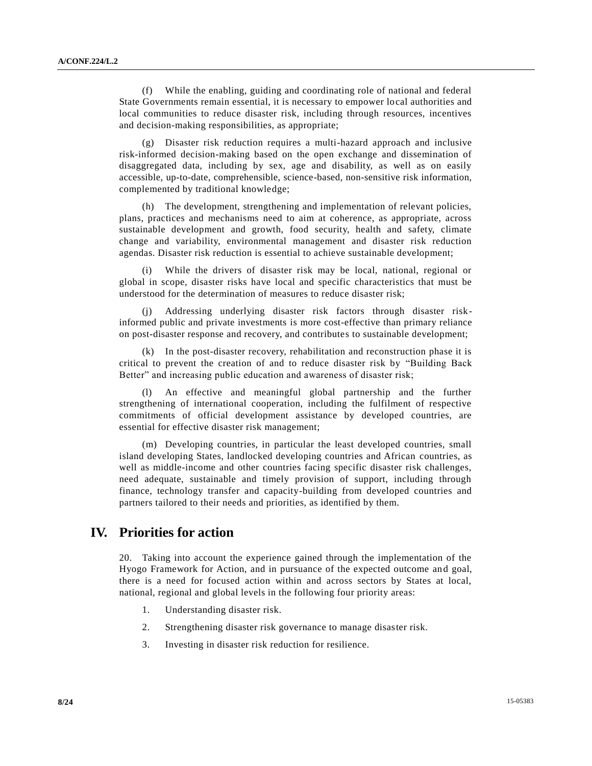(f) While the enabling, guiding and coordinating role of national and federal State Governments remain essential, it is necessary to empower local authorities and local communities to reduce disaster risk, including through resources, incentives and decision-making responsibilities, as appropriate;

(g) Disaster risk reduction requires a multi-hazard approach and inclusive risk-informed decision-making based on the open exchange and dissemination of disaggregated data, including by sex, age and disability, as well as on easily accessible, up-to-date, comprehensible, science-based, non-sensitive risk information, complemented by traditional knowledge;

(h) The development, strengthening and implementation of relevant policies, plans, practices and mechanisms need to aim at coherence, as appropriate, across sustainable development and growth, food security, health and safety, climate change and variability, environmental management and disaster risk reduction agendas. Disaster risk reduction is essential to achieve sustainable development;

(i) While the drivers of disaster risk may be local, national, regional or global in scope, disaster risks have local and specific characteristics that must be understood for the determination of measures to reduce disaster risk;

(j) Addressing underlying disaster risk factors through disaster risk-informed public and private investments is more cost-effective than primary reliance on post-disaster response and recovery, and contributes to sustainable development;

(k) In the post-disaster recovery, rehabilitation and reconstruction phase it is critical to prevent the creation of and to reduce disaster risk by "Building Back Better" and increasing public education and awareness of disaster risk;

(l) An effective and meaningful global partnership and the further strengthening of international cooperation, including the fulfilment of respective commitments of official development assistance by developed countries, are essential for effective disaster risk management;

(m) Developing countries, in particular the least developed countries, small island developing States, landlocked developing countries and African countries, as well as middle-income and other countries facing specific disaster risk challenges, need adequate, sustainable and timely provision of support, including through finance, technology transfer and capacity-building from developed countries and partners tailored to their needs and priorities, as identified by them.

# IV. Priorities for action

20. Taking into account the experience gained through the implementation of the Hyogo Framework for Action, and in pursuance of the expected outcome and goal, there is a need for focused action within and across sectors by States at local, national, regional and global levels in the following four priority areas:

1. Understanding disaster risk.
2. Strengthening disaster risk governance to manage disaster risk.
3. Investing in disaster risk reduction for resilience.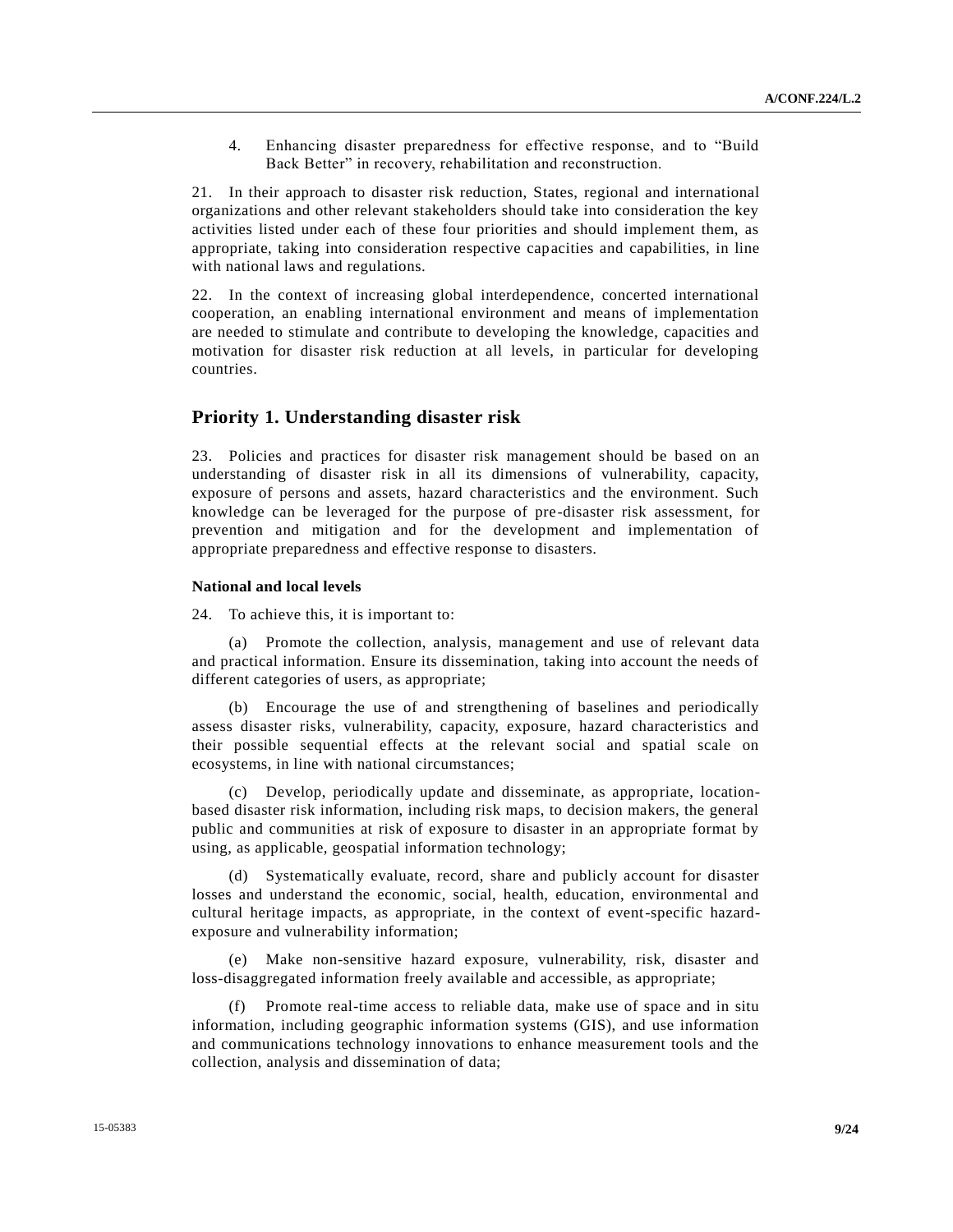4. Enhancing disaster preparedness for effective response, and to "Build Back Better" in recovery, rehabilitation and reconstruction.

21. In their approach to disaster risk reduction, States, regional and international organizations and other relevant stakeholders should take into consideration the key activities listed under each of these four priorities and should implement them, as appropriate, taking into consideration respective capacities and capabilities, in line with national laws and regulations.

22. In the context of increasing global interdependence, concerted international cooperation, an enabling international environment and means of implementation are needed to stimulate and contribute to developing the knowledge, capacities and motivation for disaster risk reduction at all levels, in particular for developing countries.

## Priority 1. Understanding disaster risk

23. Policies and practices for disaster risk management should be based on an understanding of disaster risk in all its dimensions of vulnerability, capacity, exposure of persons and assets, hazard characteristics and the environment. Such knowledge can be leveraged for the purpose of pre-disaster risk assessment, for prevention and mitigation and for the development and implementation of appropriate preparedness and effective response to disasters.

### National and local levels

24. To achieve this, it is important to:

(a) Promote the collection, analysis, management and use of relevant data and practical information. Ensure its dissemination, taking into account the needs of different categories of users, as appropriate;

(b) Encourage the use of and strengthening of baselines and periodically assess disaster risks, vulnerability, capacity, exposure, hazard characteristics and their possible sequential effects at the relevant social and spatial scale on ecosystems, in line with national circumstances;

(c) Develop, periodically update and disseminate, as appropriate, location-based disaster risk information, including risk maps, to decision makers, the general public and communities at risk of exposure to disaster in an appropriate format by using, as applicable, geospatial information technology;

(d) Systematically evaluate, record, share and publicly account for disaster losses and understand the economic, social, health, education, environmental and cultural heritage impacts, as appropriate, in the context of event-specific hazard-exposure and vulnerability information;

(e) Make non-sensitive hazard exposure, vulnerability, risk, disaster and loss-disaggregated information freely available and accessible, as appropriate;

(f) Promote real-time access to reliable data, make use of space and in situ information, including geographic information systems (GIS), and use information and communications technology innovations to enhance measurement tools and the collection, analysis and dissemination of data;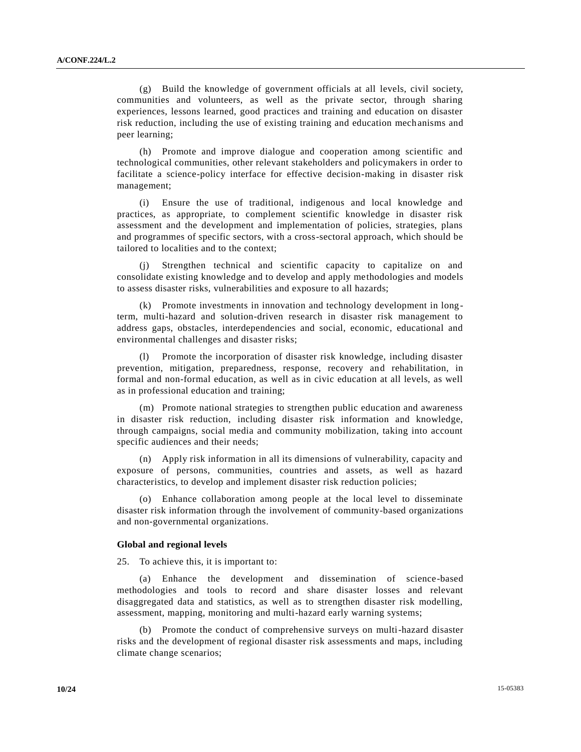(g) Build the knowledge of government officials at all levels, civil society, communities and volunteers, as well as the private sector, through sharing experiences, lessons learned, good practices and training and education on disaster risk reduction, including the use of existing training and education mechanisms and peer learning;

(h) Promote and improve dialogue and cooperation among scientific and technological communities, other relevant stakeholders and policymakers in order to facilitate a science-policy interface for effective decision-making in disaster risk management;

(i) Ensure the use of traditional, indigenous and local knowledge and practices, as appropriate, to complement scientific knowledge in disaster risk assessment and the development and implementation of policies, strategies, plans and programmes of specific sectors, with a cross-sectoral approach, which should be tailored to localities and to the context;

(j) Strengthen technical and scientific capacity to capitalize on and consolidate existing knowledge and to develop and apply methodologies and models to assess disaster risks, vulnerabilities and exposure to all hazards;

(k) Promote investments in innovation and technology development in long-term, multi-hazard and solution-driven research in disaster risk management to address gaps, obstacles, interdependencies and social, economic, educational and environmental challenges and disaster risks;

(l) Promote the incorporation of disaster risk knowledge, including disaster prevention, mitigation, preparedness, response, recovery and rehabilitation, in formal and non-formal education, as well as in civic education at all levels, as well as in professional education and training;

(m) Promote national strategies to strengthen public education and awareness in disaster risk reduction, including disaster risk information and knowledge, through campaigns, social media and community mobilization, taking into account specific audiences and their needs;

(n) Apply risk information in all its dimensions of vulnerability, capacity and exposure of persons, communities, countries and assets, as well as hazard characteristics, to develop and implement disaster risk reduction policies;

(o) Enhance collaboration among people at the local level to disseminate disaster risk information through the involvement of community-based organizations and non-governmental organizations.

**Global and regional levels**

25. To achieve this, it is important to:

(a) Enhance the development and dissemination of science-based methodologies and tools to record and share disaster losses and relevant disaggregated data and statistics, as well as to strengthen disaster risk modelling, assessment, mapping, monitoring and multi-hazard early warning systems;

(b) Promote the conduct of comprehensive surveys on multi-hazard disaster risks and the development of regional disaster risk assessments and maps, including climate change scenarios;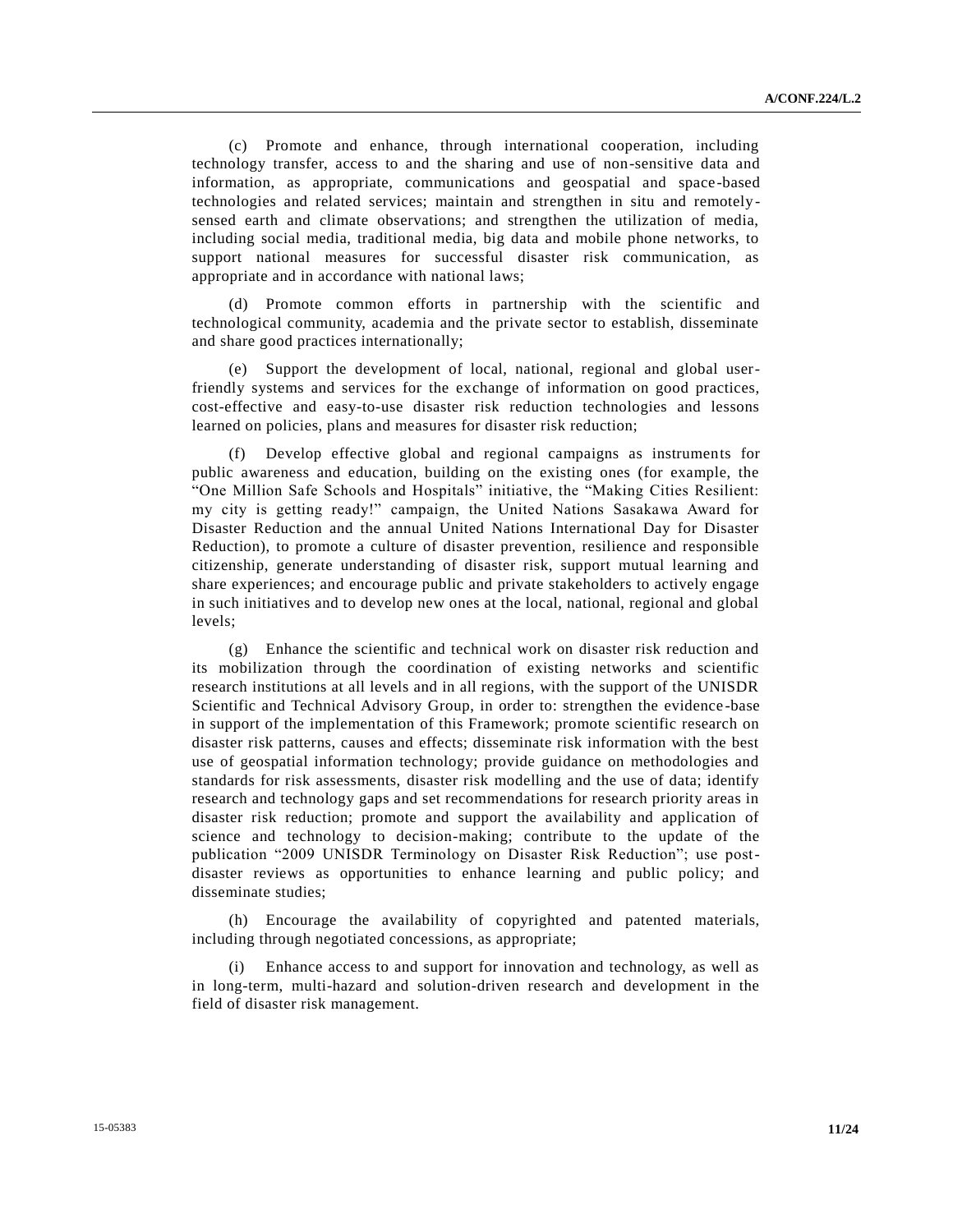(c) Promote and enhance, through international cooperation, including technology transfer, access to and the sharing and use of non-sensitive data and information, as appropriate, communications and geospatial and space-based technologies and related services; maintain and strengthen in situ and remotely-sensed earth and climate observations; and strengthen the utilization of media, including social media, traditional media, big data and mobile phone networks, to support national measures for successful disaster risk communication, as appropriate and in accordance with national laws;

(d) Promote common efforts in partnership with the scientific and technological community, academia and the private sector to establish, disseminate and share good practices internationally;

(e) Support the development of local, national, regional and global user-friendly systems and services for the exchange of information on good practices, cost-effective and easy-to-use disaster risk reduction technologies and lessons learned on policies, plans and measures for disaster risk reduction;

(f) Develop effective global and regional campaigns as instruments for public awareness and education, building on the existing ones (for example, the "One Million Safe Schools and Hospitals" initiative, the "Making Cities Resilient: my city is getting ready!" campaign, the United Nations Sasakawa Award for Disaster Reduction and the annual United Nations International Day for Disaster Reduction), to promote a culture of disaster prevention, resilience and responsible citizenship, generate understanding of disaster risk, support mutual learning and share experiences; and encourage public and private stakeholders to actively engage in such initiatives and to develop new ones at the local, national, regional and global levels;

(g) Enhance the scientific and technical work on disaster risk reduction and its mobilization through the coordination of existing networks and scientific research institutions at all levels and in all regions, with the support of the UNISDR Scientific and Technical Advisory Group, in order to: strengthen the evidence-base in support of the implementation of this Framework; promote scientific research on disaster risk patterns, causes and effects; disseminate risk information with the best use of geospatial information technology; provide guidance on methodologies and standards for risk assessments, disaster risk modelling and the use of data; identify research and technology gaps and set recommendations for research priority areas in disaster risk reduction; promote and support the availability and application of science and technology to decision-making; contribute to the update of the publication "2009 UNISDR Terminology on Disaster Risk Reduction"; use post-disaster reviews as opportunities to enhance learning and public policy; and disseminate studies;

(h) Encourage the availability of copyrighted and patented materials, including through negotiated concessions, as appropriate;

(i) Enhance access to and support for innovation and technology, as well as in long-term, multi-hazard and solution-driven research and development in the field of disaster risk management.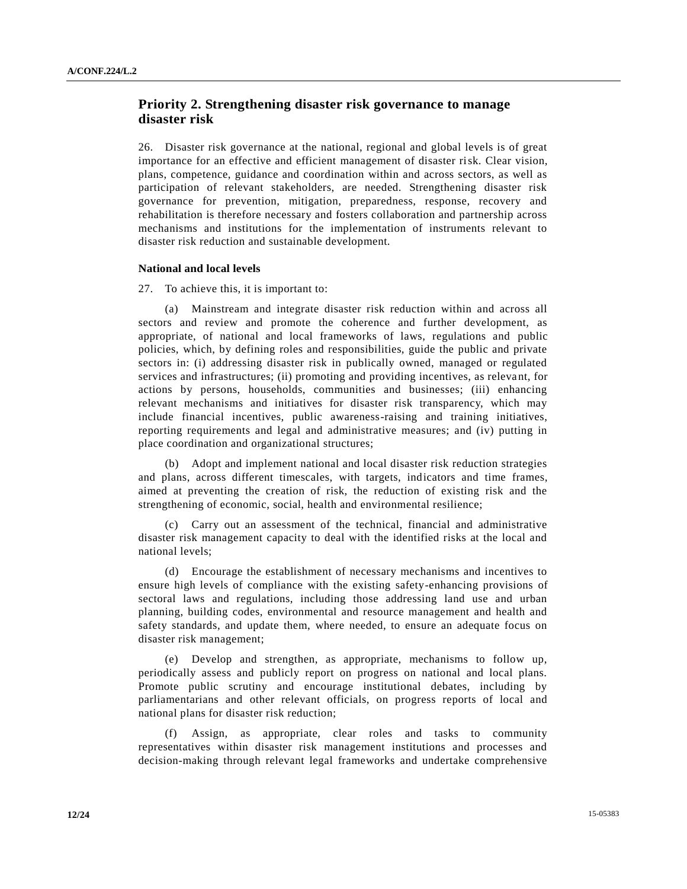## Priority 2. Strengthening disaster risk governance to manage disaster risk

26. Disaster risk governance at the national, regional and global levels is of great importance for an effective and efficient management of disaster risk. Clear vision, plans, competence, guidance and coordination within and across sectors, as well as participation of relevant stakeholders, are needed. Strengthening disaster risk governance for prevention, mitigation, preparedness, response, recovery and rehabilitation is therefore necessary and fosters collaboration and partnership across mechanisms and institutions for the implementation of instruments relevant to disaster risk reduction and sustainable development.

**National and local levels**

27. To achieve this, it is important to:

(a) Mainstream and integrate disaster risk reduction within and across all sectors and review and promote the coherence and further development, as appropriate, of national and local frameworks of laws, regulations and public policies, which, by defining roles and responsibilities, guide the public and private sectors in: (i) addressing disaster risk in publically owned, managed or regulated services and infrastructures; (ii) promoting and providing incentives, as relevant, for actions by persons, households, communities and businesses; (iii) enhancing relevant mechanisms and initiatives for disaster risk transparency, which may include financial incentives, public awareness-raising and training initiatives, reporting requirements and legal and administrative measures; and (iv) putting in place coordination and organizational structures;

(b) Adopt and implement national and local disaster risk reduction strategies and plans, across different timescales, with targets, indicators and time frames, aimed at preventing the creation of risk, the reduction of existing risk and the strengthening of economic, social, health and environmental resilience;

(c) Carry out an assessment of the technical, financial and administrative disaster risk management capacity to deal with the identified risks at the local and national levels;

(d) Encourage the establishment of necessary mechanisms and incentives to ensure high levels of compliance with the existing safety-enhancing provisions of sectoral laws and regulations, including those addressing land use and urban planning, building codes, environmental and resource management and health and safety standards, and update them, where needed, to ensure an adequate focus on disaster risk management;

(e) Develop and strengthen, as appropriate, mechanisms to follow up, periodically assess and publicly report on progress on national and local plans. Promote public scrutiny and encourage institutional debates, including by parliamentarians and other relevant officials, on progress reports of local and national plans for disaster risk reduction;

(f) Assign, as appropriate, clear roles and tasks to community representatives within disaster risk management institutions and processes and decision-making through relevant legal frameworks and undertake comprehensive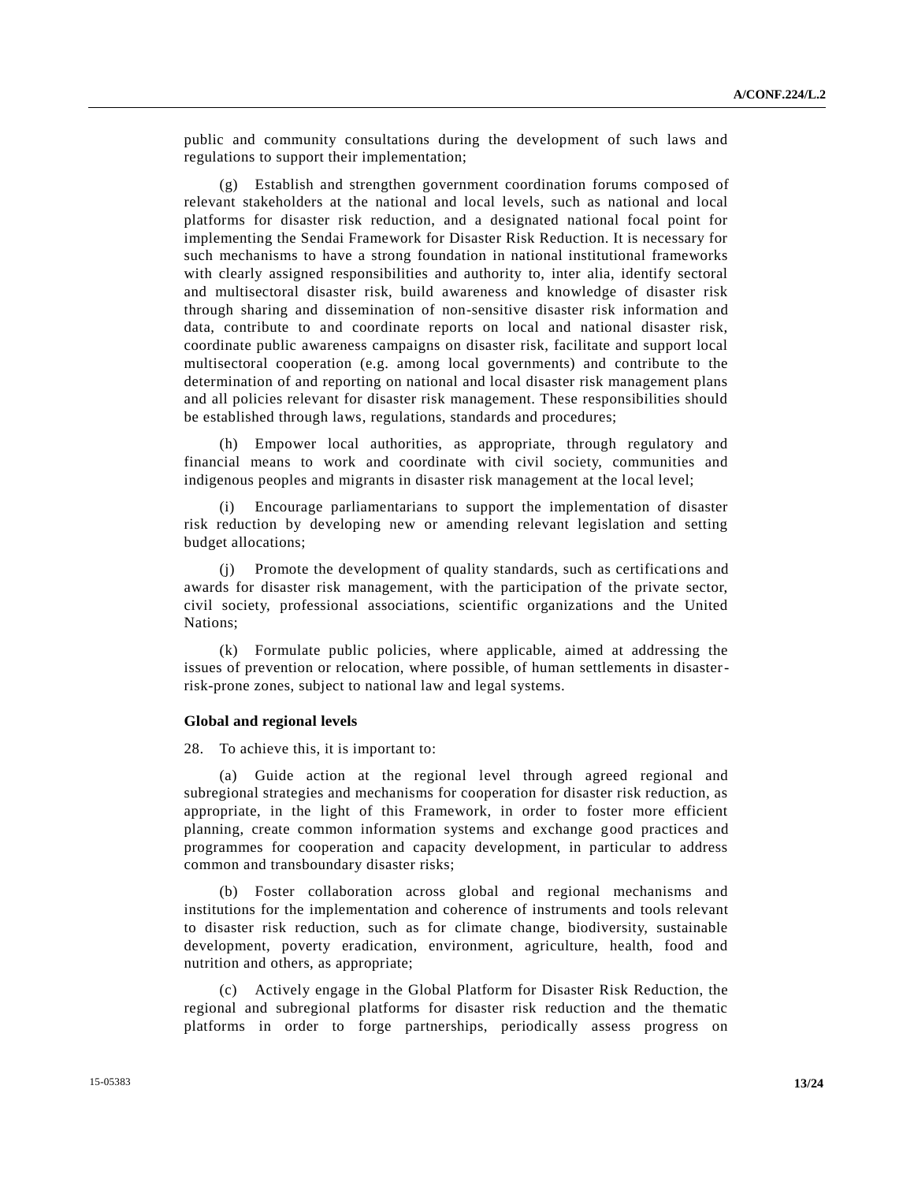public and community consultations during the development of such laws and regulations to support their implementation;

(g) Establish and strengthen government coordination forums composed of relevant stakeholders at the national and local levels, such as national and local platforms for disaster risk reduction, and a designated national focal point for implementing the Sendai Framework for Disaster Risk Reduction. It is necessary for such mechanisms to have a strong foundation in national institutional frameworks with clearly assigned responsibilities and authority to, inter alia, identify sectoral and multisectoral disaster risk, build awareness and knowledge of disaster risk through sharing and dissemination of non-sensitive disaster risk information and data, contribute to and coordinate reports on local and national disaster risk, coordinate public awareness campaigns on disaster risk, facilitate and support local multisectoral cooperation (e.g. among local governments) and contribute to the determination of and reporting on national and local disaster risk management plans and all policies relevant for disaster risk management. These responsibilities should be established through laws, regulations, standards and procedures;

(h) Empower local authorities, as appropriate, through regulatory and financial means to work and coordinate with civil society, communities and indigenous peoples and migrants in disaster risk management at the local level;

(i) Encourage parliamentarians to support the implementation of disaster risk reduction by developing new or amending relevant legislation and setting budget allocations;

(j) Promote the development of quality standards, such as certifications and awards for disaster risk management, with the participation of the private sector, civil society, professional associations, scientific organizations and the United Nations;

(k) Formulate public policies, where applicable, aimed at addressing the issues of prevention or relocation, where possible, of human settlements in disaster-risk-prone zones, subject to national law and legal systems.

**Global and regional levels**

28. To achieve this, it is important to:

(a) Guide action at the regional level through agreed regional and subregional strategies and mechanisms for cooperation for disaster risk reduction, as appropriate, in the light of this Framework, in order to foster more efficient planning, create common information systems and exchange good practices and programmes for cooperation and capacity development, in particular to address common and transboundary disaster risks;

(b) Foster collaboration across global and regional mechanisms and institutions for the implementation and coherence of instruments and tools relevant to disaster risk reduction, such as for climate change, biodiversity, sustainable development, poverty eradication, environment, agriculture, health, food and nutrition and others, as appropriate;

(c) Actively engage in the Global Platform for Disaster Risk Reduction, the regional and subregional platforms for disaster risk reduction and the thematic platforms in order to forge partnerships, periodically assess progress on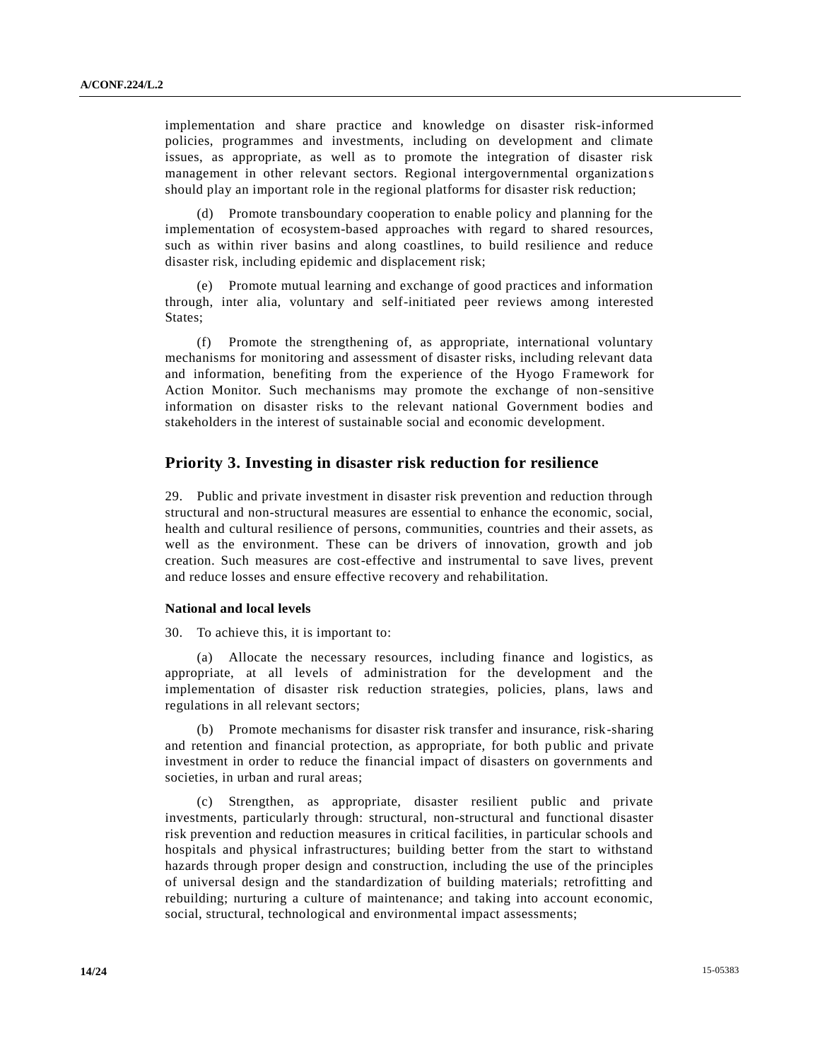implementation and share practice and knowledge on disaster risk-informed policies, programmes and investments, including on development and climate issues, as appropriate, as well as to promote the integration of disaster risk management in other relevant sectors. Regional intergovernmental organizations should play an important role in the regional platforms for disaster risk reduction;

(d) Promote transboundary cooperation to enable policy and planning for the implementation of ecosystem-based approaches with regard to shared resources, such as within river basins and along coastlines, to build resilience and reduce disaster risk, including epidemic and displacement risk;

(e) Promote mutual learning and exchange of good practices and information through, inter alia, voluntary and self-initiated peer reviews among interested States;

(f) Promote the strengthening of, as appropriate, international voluntary mechanisms for monitoring and assessment of disaster risks, including relevant data and information, benefiting from the experience of the Hyogo Framework for Action Monitor. Such mechanisms may promote the exchange of non-sensitive information on disaster risks to the relevant national Government bodies and stakeholders in the interest of sustainable social and economic development.

## Priority 3. Investing in disaster risk reduction for resilience

29. Public and private investment in disaster risk prevention and reduction through structural and non-structural measures are essential to enhance the economic, social, health and cultural resilience of persons, communities, countries and their assets, as well as the environment. These can be drivers of innovation, growth and job creation. Such measures are cost-effective and instrumental to save lives, prevent and reduce losses and ensure effective recovery and rehabilitation.

**National and local levels**

30. To achieve this, it is important to:

(a) Allocate the necessary resources, including finance and logistics, as appropriate, at all levels of administration for the development and the implementation of disaster risk reduction strategies, policies, plans, laws and regulations in all relevant sectors;

(b) Promote mechanisms for disaster risk transfer and insurance, risk-sharing and retention and financial protection, as appropriate, for both public and private investment in order to reduce the financial impact of disasters on governments and societies, in urban and rural areas;

(c) Strengthen, as appropriate, disaster resilient public and private investments, particularly through: structural, non-structural and functional disaster risk prevention and reduction measures in critical facilities, in particular schools and hospitals and physical infrastructures; building better from the start to withstand hazards through proper design and construction, including the use of the principles of universal design and the standardization of building materials; retrofitting and rebuilding; nurturing a culture of maintenance; and taking into account economic, social, structural, technological and environmental impact assessments;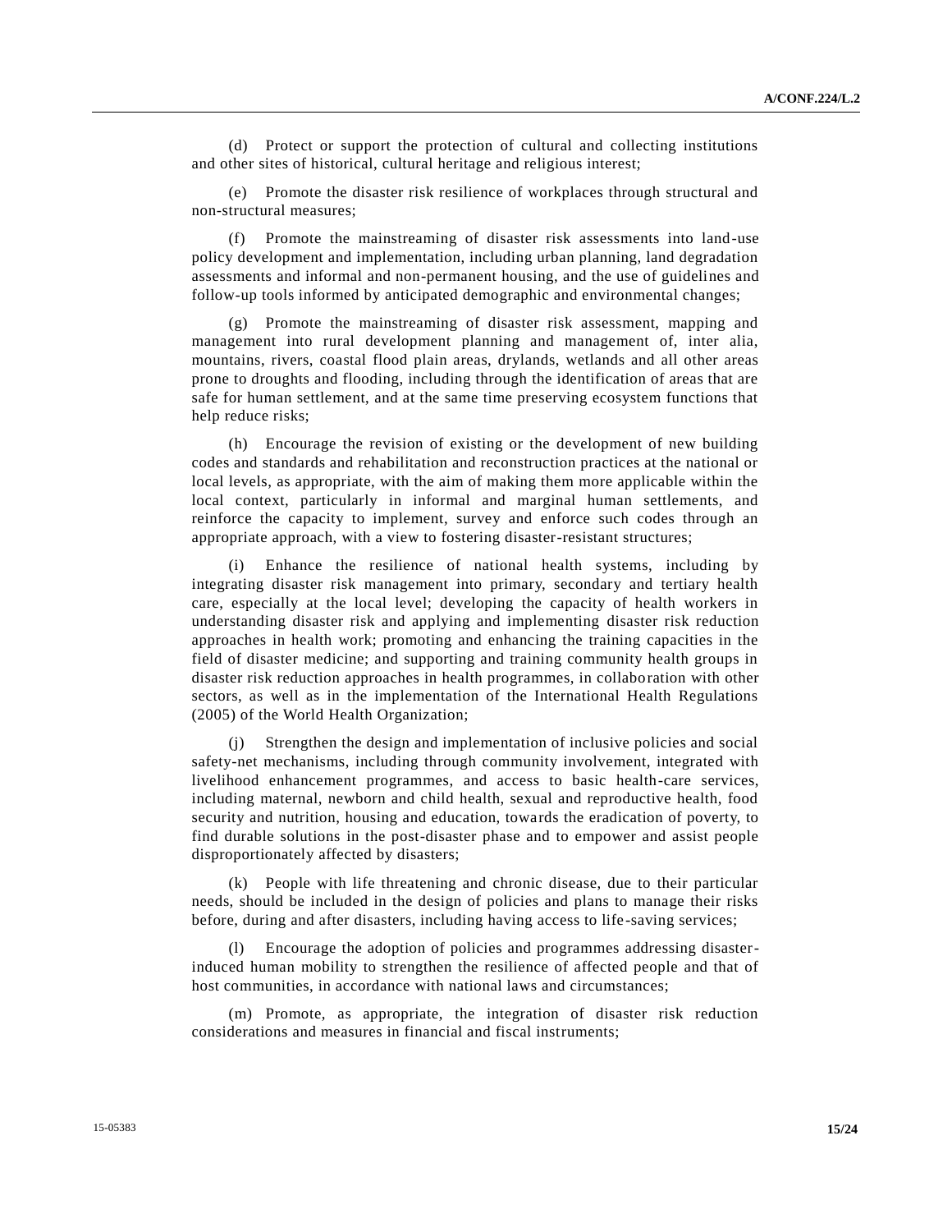(d) Protect or support the protection of cultural and collecting institutions and other sites of historical, cultural heritage and religious interest;

(e) Promote the disaster risk resilience of workplaces through structural and non-structural measures;

(f) Promote the mainstreaming of disaster risk assessments into land-use policy development and implementation, including urban planning, land degradation assessments and informal and non-permanent housing, and the use of guidelines and follow-up tools informed by anticipated demographic and environmental changes;

(g) Promote the mainstreaming of disaster risk assessment, mapping and management into rural development planning and management of, inter alia, mountains, rivers, coastal flood plain areas, drylands, wetlands and all other areas prone to droughts and flooding, including through the identification of areas that are safe for human settlement, and at the same time preserving ecosystem functions that help reduce risks;

(h) Encourage the revision of existing or the development of new building codes and standards and rehabilitation and reconstruction practices at the national or local levels, as appropriate, with the aim of making them more applicable within the local context, particularly in informal and marginal human settlements, and reinforce the capacity to implement, survey and enforce such codes through an appropriate approach, with a view to fostering disaster-resistant structures;

(i) Enhance the resilience of national health systems, including by integrating disaster risk management into primary, secondary and tertiary health care, especially at the local level; developing the capacity of health workers in understanding disaster risk and applying and implementing disaster risk reduction approaches in health work; promoting and enhancing the training capacities in the field of disaster medicine; and supporting and training community health groups in disaster risk reduction approaches in health programmes, in collaboration with other sectors, as well as in the implementation of the International Health Regulations (2005) of the World Health Organization;

(j) Strengthen the design and implementation of inclusive policies and social safety-net mechanisms, including through community involvement, integrated with livelihood enhancement programmes, and access to basic health-care services, including maternal, newborn and child health, sexual and reproductive health, food security and nutrition, housing and education, towards the eradication of poverty, to find durable solutions in the post-disaster phase and to empower and assist people disproportionately affected by disasters;

(k) People with life threatening and chronic disease, due to their particular needs, should be included in the design of policies and plans to manage their risks before, during and after disasters, including having access to life-saving services;

(l) Encourage the adoption of policies and programmes addressing disaster-induced human mobility to strengthen the resilience of affected people and that of host communities, in accordance with national laws and circumstances;

(m) Promote, as appropriate, the integration of disaster risk reduction considerations and measures in financial and fiscal instruments;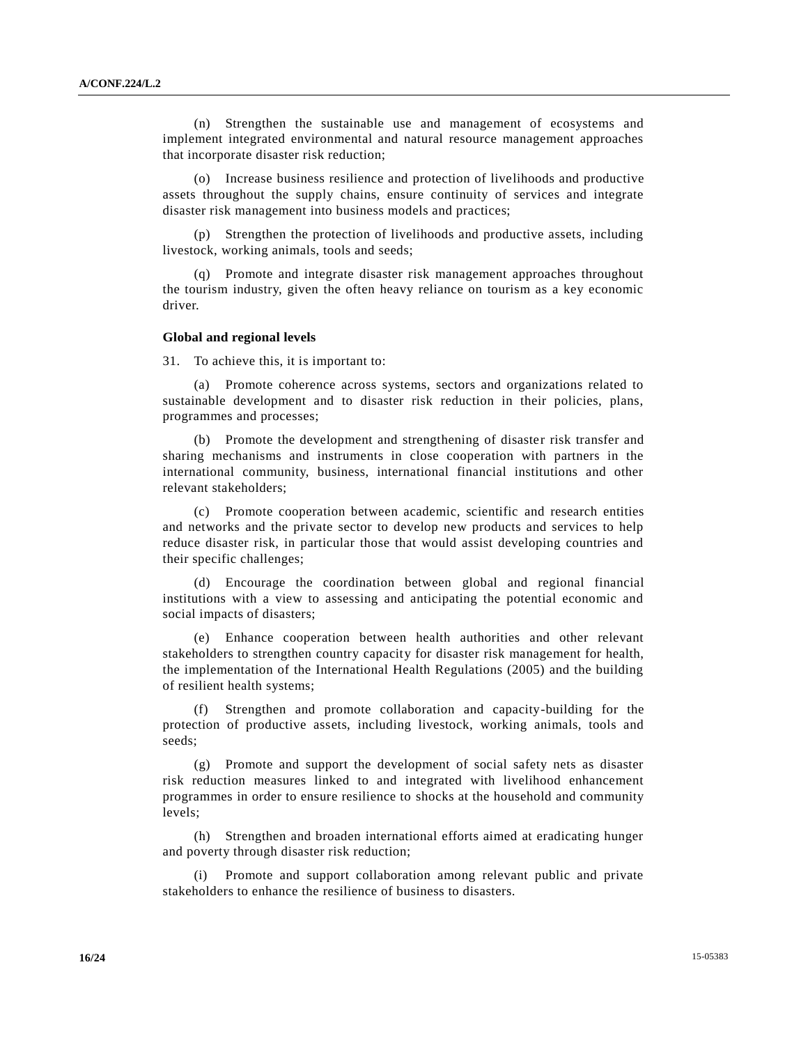(n) Strengthen the sustainable use and management of ecosystems and implement integrated environmental and natural resource management approaches that incorporate disaster risk reduction;

(o) Increase business resilience and protection of livelihoods and productive assets throughout the supply chains, ensure continuity of services and integrate disaster risk management into business models and practices;

(p) Strengthen the protection of livelihoods and productive assets, including livestock, working animals, tools and seeds;

(q) Promote and integrate disaster risk management approaches throughout the tourism industry, given the often heavy reliance on tourism as a key economic driver.

**Global and regional levels**

31. To achieve this, it is important to:

(a) Promote coherence across systems, sectors and organizations related to sustainable development and to disaster risk reduction in their policies, plans, programmes and processes;

(b) Promote the development and strengthening of disaster risk transfer and sharing mechanisms and instruments in close cooperation with partners in the international community, business, international financial institutions and other relevant stakeholders;

(c) Promote cooperation between academic, scientific and research entities and networks and the private sector to develop new products and services to help reduce disaster risk, in particular those that would assist developing countries and their specific challenges;

(d) Encourage the coordination between global and regional financial institutions with a view to assessing and anticipating the potential economic and social impacts of disasters;

(e) Enhance cooperation between health authorities and other relevant stakeholders to strengthen country capacity for disaster risk management for health, the implementation of the International Health Regulations (2005) and the building of resilient health systems;

(f) Strengthen and promote collaboration and capacity-building for the protection of productive assets, including livestock, working animals, tools and seeds;

(g) Promote and support the development of social safety nets as disaster risk reduction measures linked to and integrated with livelihood enhancement programmes in order to ensure resilience to shocks at the household and community levels;

(h) Strengthen and broaden international efforts aimed at eradicating hunger and poverty through disaster risk reduction;

(i) Promote and support collaboration among relevant public and private stakeholders to enhance the resilience of business to disasters.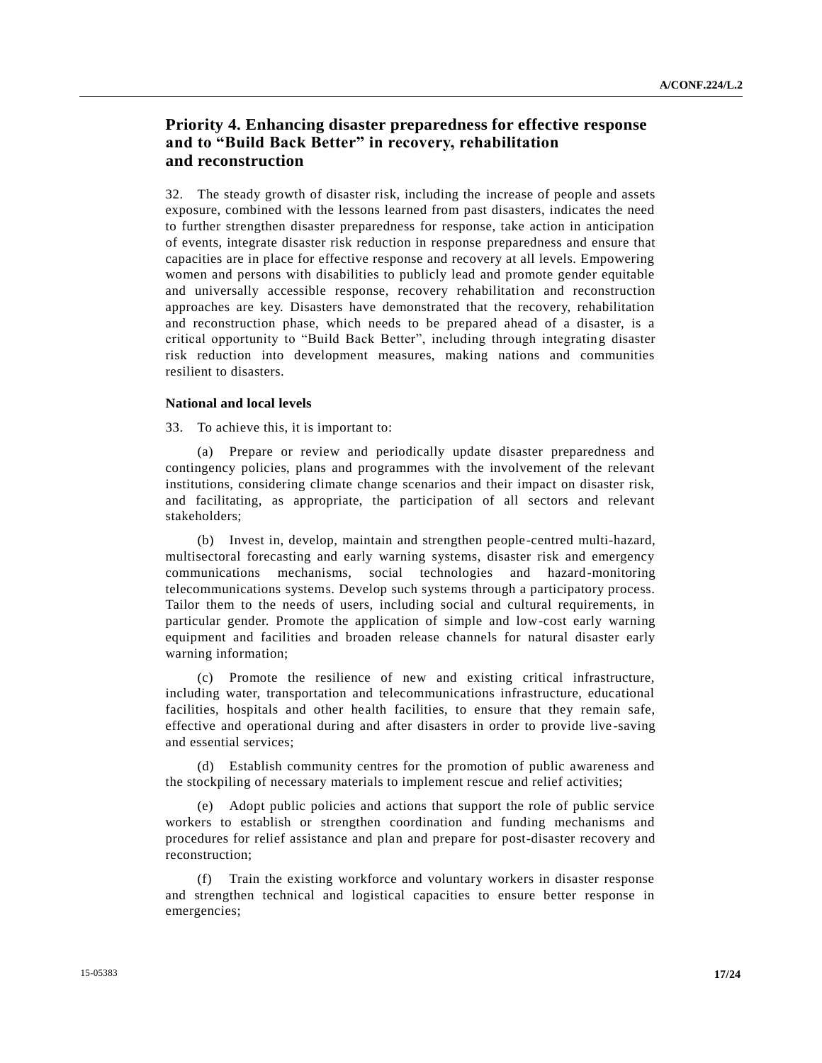## Priority 4. Enhancing disaster preparedness for effective response and to "Build Back Better" in recovery, rehabilitation and reconstruction

32. The steady growth of disaster risk, including the increase of people and assets exposure, combined with the lessons learned from past disasters, indicates the need to further strengthen disaster preparedness for response, take action in anticipation of events, integrate disaster risk reduction in response preparedness and ensure that capacities are in place for effective response and recovery at all levels. Empowering women and persons with disabilities to publicly lead and promote gender equitable and universally accessible response, recovery rehabilitation and reconstruction approaches are key. Disasters have demonstrated that the recovery, rehabilitation and reconstruction phase, which needs to be prepared ahead of a disaster, is a critical opportunity to "Build Back Better", including through integrating disaster risk reduction into development measures, making nations and communities resilient to disasters.

### National and local levels

33. To achieve this, it is important to:

(a) Prepare or review and periodically update disaster preparedness and contingency policies, plans and programmes with the involvement of the relevant institutions, considering climate change scenarios and their impact on disaster risk, and facilitating, as appropriate, the participation of all sectors and relevant stakeholders;

(b) Invest in, develop, maintain and strengthen people-centred multi-hazard, multisectoral forecasting and early warning systems, disaster risk and emergency communications mechanisms, social technologies and hazard-monitoring telecommunications systems. Develop such systems through a participatory process. Tailor them to the needs of users, including social and cultural requirements, in particular gender. Promote the application of simple and low-cost early warning equipment and facilities and broaden release channels for natural disaster early warning information;

(c) Promote the resilience of new and existing critical infrastructure, including water, transportation and telecommunications infrastructure, educational facilities, hospitals and other health facilities, to ensure that they remain safe, effective and operational during and after disasters in order to provide live-saving and essential services;

(d) Establish community centres for the promotion of public awareness and the stockpiling of necessary materials to implement rescue and relief activities;

(e) Adopt public policies and actions that support the role of public service workers to establish or strengthen coordination and funding mechanisms and procedures for relief assistance and plan and prepare for post-disaster recovery and reconstruction;

(f) Train the existing workforce and voluntary workers in disaster response and strengthen technical and logistical capacities to ensure better response in emergencies;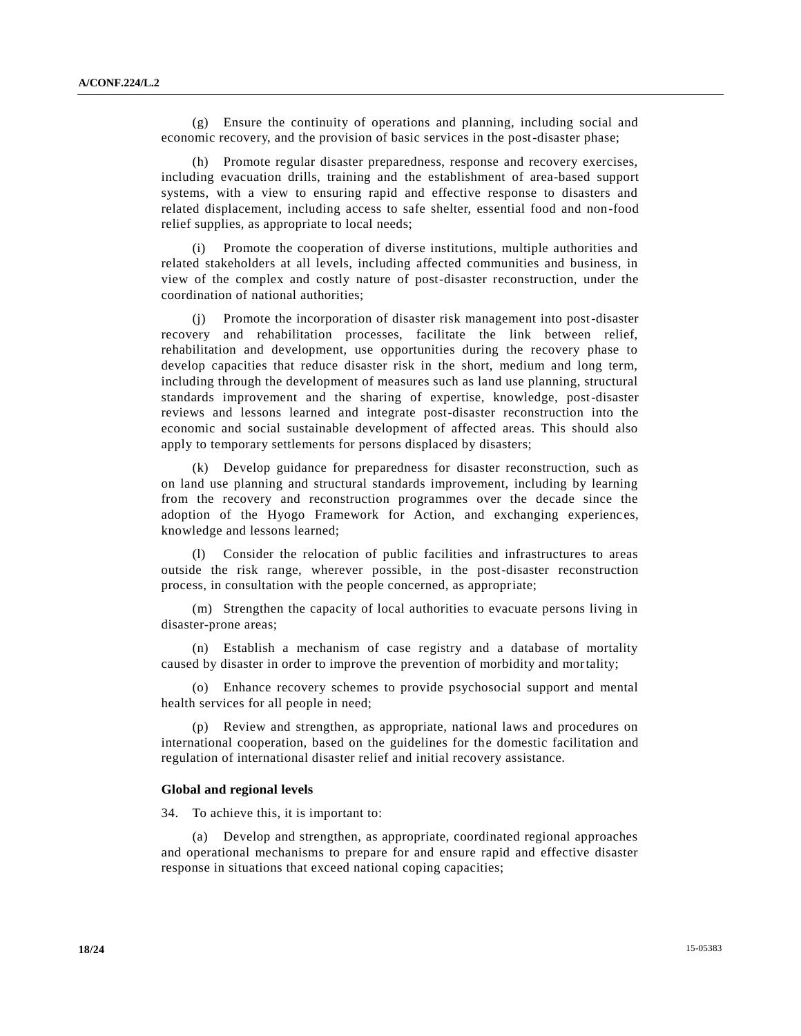(g) Ensure the continuity of operations and planning, including social and economic recovery, and the provision of basic services in the post-disaster phase;

(h) Promote regular disaster preparedness, response and recovery exercises, including evacuation drills, training and the establishment of area-based support systems, with a view to ensuring rapid and effective response to disasters and related displacement, including access to safe shelter, essential food and non-food relief supplies, as appropriate to local needs;

(i) Promote the cooperation of diverse institutions, multiple authorities and related stakeholders at all levels, including affected communities and business, in view of the complex and costly nature of post-disaster reconstruction, under the coordination of national authorities;

(j) Promote the incorporation of disaster risk management into post-disaster recovery and rehabilitation processes, facilitate the link between relief, rehabilitation and development, use opportunities during the recovery phase to develop capacities that reduce disaster risk in the short, medium and long term, including through the development of measures such as land use planning, structural standards improvement and the sharing of expertise, knowledge, post-disaster reviews and lessons learned and integrate post-disaster reconstruction into the economic and social sustainable development of affected areas. This should also apply to temporary settlements for persons displaced by disasters;

(k) Develop guidance for preparedness for disaster reconstruction, such as on land use planning and structural standards improvement, including by learning from the recovery and reconstruction programmes over the decade since the adoption of the Hyogo Framework for Action, and exchanging experiences, knowledge and lessons learned;

(l) Consider the relocation of public facilities and infrastructures to areas outside the risk range, wherever possible, in the post-disaster reconstruction process, in consultation with the people concerned, as appropriate;

(m) Strengthen the capacity of local authorities to evacuate persons living in disaster-prone areas;

(n) Establish a mechanism of case registry and a database of mortality caused by disaster in order to improve the prevention of morbidity and mortality;

(o) Enhance recovery schemes to provide psychosocial support and mental health services for all people in need;

(p) Review and strengthen, as appropriate, national laws and procedures on international cooperation, based on the guidelines for the domestic facilitation and regulation of international disaster relief and initial recovery assistance.

**Global and regional levels**

34. To achieve this, it is important to:

(a) Develop and strengthen, as appropriate, coordinated regional approaches and operational mechanisms to prepare for and ensure rapid and effective disaster response in situations that exceed national coping capacities;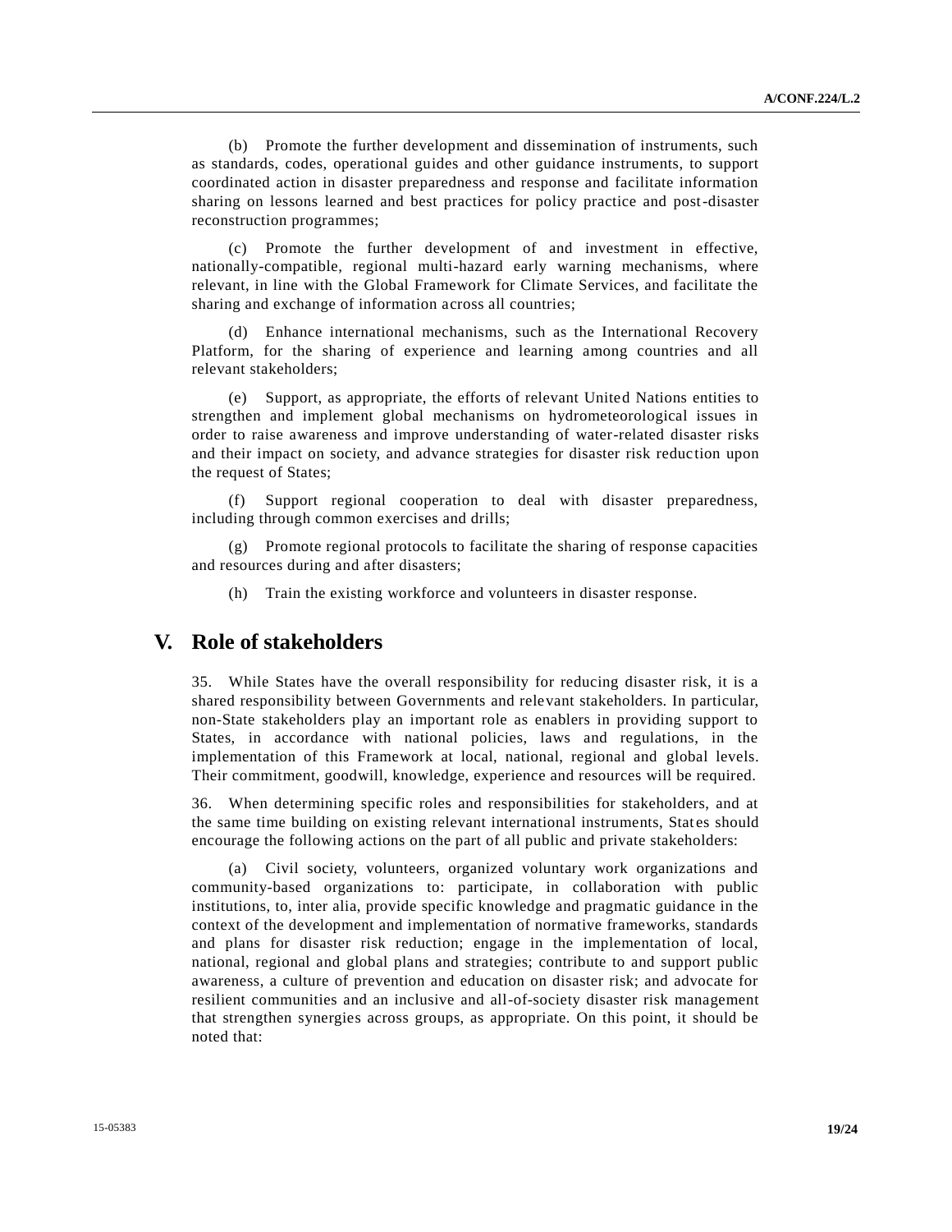(b) Promote the further development and dissemination of instruments, such as standards, codes, operational guides and other guidance instruments, to support coordinated action in disaster preparedness and response and facilitate information sharing on lessons learned and best practices for policy practice and post-disaster reconstruction programmes;

(c) Promote the further development of and investment in effective, nationally-compatible, regional multi-hazard early warning mechanisms, where relevant, in line with the Global Framework for Climate Services, and facilitate the sharing and exchange of information across all countries;

(d) Enhance international mechanisms, such as the International Recovery Platform, for the sharing of experience and learning among countries and all relevant stakeholders;

(e) Support, as appropriate, the efforts of relevant United Nations entities to strengthen and implement global mechanisms on hydrometeorological issues in order to raise awareness and improve understanding of water-related disaster risks and their impact on society, and advance strategies for disaster risk reduction upon the request of States;

(f) Support regional cooperation to deal with disaster preparedness, including through common exercises and drills;

(g) Promote regional protocols to facilitate the sharing of response capacities and resources during and after disasters;

(h) Train the existing workforce and volunteers in disaster response.

# V. Role of stakeholders

35. While States have the overall responsibility for reducing disaster risk, it is a shared responsibility between Governments and relevant stakeholders. In particular, non-State stakeholders play an important role as enablers in providing support to States, in accordance with national policies, laws and regulations, in the implementation of this Framework at local, national, regional and global levels. Their commitment, goodwill, knowledge, experience and resources will be required.

36. When determining specific roles and responsibilities for stakeholders, and at the same time building on existing relevant international instruments, States should encourage the following actions on the part of all public and private stakeholders:

(a) Civil society, volunteers, organized voluntary work organizations and community-based organizations to: participate, in collaboration with public institutions, to, inter alia, provide specific knowledge and pragmatic guidance in the context of the development and implementation of normative frameworks, standards and plans for disaster risk reduction; engage in the implementation of local, national, regional and global plans and strategies; contribute to and support public awareness, a culture of prevention and education on disaster risk; and advocate for resilient communities and an inclusive and all-of-society disaster risk management that strengthen synergies across groups, as appropriate. On this point, it should be noted that: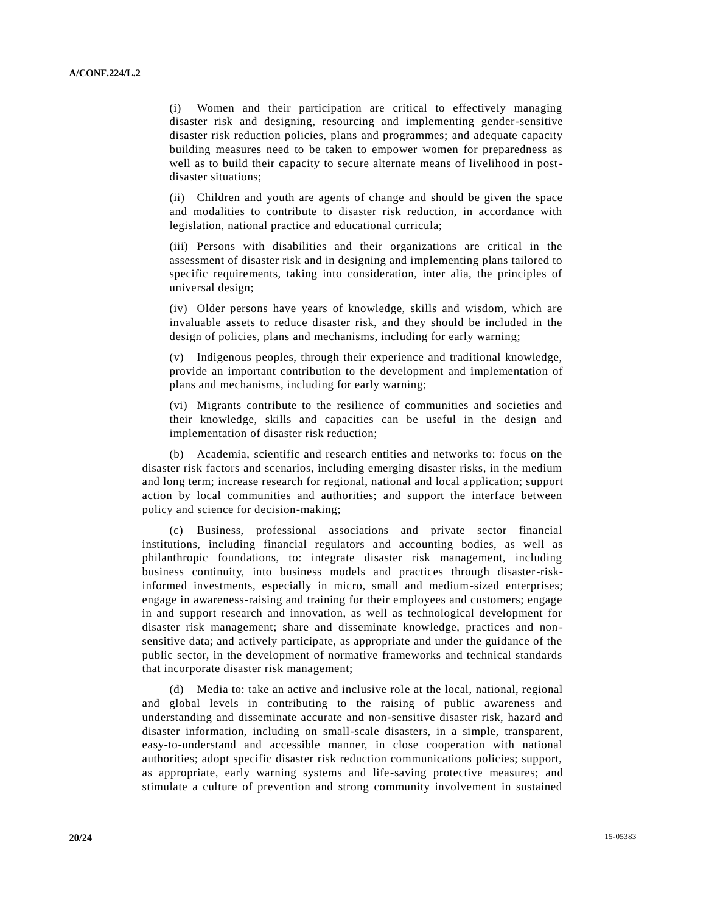(i) Women and their participation are critical to effectively managing disaster risk and designing, resourcing and implementing gender-sensitive disaster risk reduction policies, plans and programmes; and adequate capacity building measures need to be taken to empower women for preparedness as well as to build their capacity to secure alternate means of livelihood in post-disaster situations;

(ii) Children and youth are agents of change and should be given the space and modalities to contribute to disaster risk reduction, in accordance with legislation, national practice and educational curricula;

(iii) Persons with disabilities and their organizations are critical in the assessment of disaster risk and in designing and implementing plans tailored to specific requirements, taking into consideration, inter alia, the principles of universal design;

(iv) Older persons have years of knowledge, skills and wisdom, which are invaluable assets to reduce disaster risk, and they should be included in the design of policies, plans and mechanisms, including for early warning;

(v) Indigenous peoples, through their experience and traditional knowledge, provide an important contribution to the development and implementation of plans and mechanisms, including for early warning;

(vi) Migrants contribute to the resilience of communities and societies and their knowledge, skills and capacities can be useful in the design and implementation of disaster risk reduction;

(b) Academia, scientific and research entities and networks to: focus on the disaster risk factors and scenarios, including emerging disaster risks, in the medium and long term; increase research for regional, national and local application; support action by local communities and authorities; and support the interface between policy and science for decision-making;

(c) Business, professional associations and private sector financial institutions, including financial regulators and accounting bodies, as well as philanthropic foundations, to: integrate disaster risk management, including business continuity, into business models and practices through disaster-risk-informed investments, especially in micro, small and medium-sized enterprises; engage in awareness-raising and training for their employees and customers; engage in and support research and innovation, as well as technological development for disaster risk management; share and disseminate knowledge, practices and non-sensitive data; and actively participate, as appropriate and under the guidance of the public sector, in the development of normative frameworks and technical standards that incorporate disaster risk management;

(d) Media to: take an active and inclusive role at the local, national, regional and global levels in contributing to the raising of public awareness and understanding and disseminate accurate and non-sensitive disaster risk, hazard and disaster information, including on small-scale disasters, in a simple, transparent, easy-to-understand and accessible manner, in close cooperation with national authorities; adopt specific disaster risk reduction communications policies; support, as appropriate, early warning systems and life-saving protective measures; and stimulate a culture of prevention and strong community involvement in sustained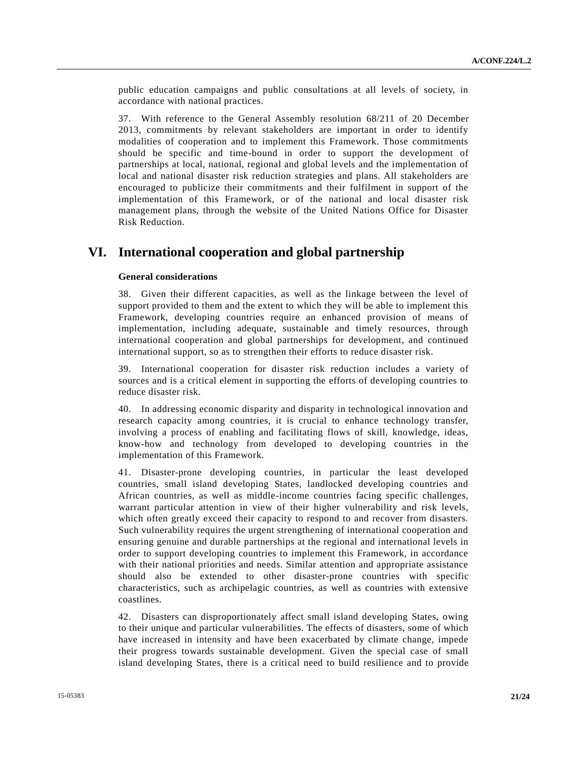public education campaigns and public consultations at all levels of society, in accordance with national practices.

37. With reference to the General Assembly resolution 68/211 of 20 December 2013, commitments by relevant stakeholders are important in order to identify modalities of cooperation and to implement this Framework. Those commitments should be specific and time-bound in order to support the development of partnerships at local, national, regional and global levels and the implementation of local and national disaster risk reduction strategies and plans. All stakeholders are encouraged to publicize their commitments and their fulfilment in support of the implementation of this Framework, or of the national and local disaster risk management plans, through the website of the United Nations Office for Disaster Risk Reduction.

# VI. International cooperation and global partnership

### General considerations

38. Given their different capacities, as well as the linkage between the level of support provided to them and the extent to which they will be able to implement this Framework, developing countries require an enhanced provision of means of implementation, including adequate, sustainable and timely resources, through international cooperation and global partnerships for development, and continued international support, so as to strengthen their efforts to reduce disaster risk.

39. International cooperation for disaster risk reduction includes a variety of sources and is a critical element in supporting the efforts of developing countries to reduce disaster risk.

40. In addressing economic disparity and disparity in technological innovation and research capacity among countries, it is crucial to enhance technology transfer, involving a process of enabling and facilitating flows of skill, knowledge, ideas, know-how and technology from developed to developing countries in the implementation of this Framework.

41. Disaster-prone developing countries, in particular the least developed countries, small island developing States, landlocked developing countries and African countries, as well as middle-income countries facing specific challenges, warrant particular attention in view of their higher vulnerability and risk levels, which often greatly exceed their capacity to respond to and recover from disasters. Such vulnerability requires the urgent strengthening of international cooperation and ensuring genuine and durable partnerships at the regional and international levels in order to support developing countries to implement this Framework, in accordance with their national priorities and needs. Similar attention and appropriate assistance should also be extended to other disaster-prone countries with specific characteristics, such as archipelagic countries, as well as countries with extensive coastlines.

42. Disasters can disproportionately affect small island developing States, owing to their unique and particular vulnerabilities. The effects of disasters, some of which have increased in intensity and have been exacerbated by climate change, impede their progress towards sustainable development. Given the special case of small island developing States, there is a critical need to build resilience and to provide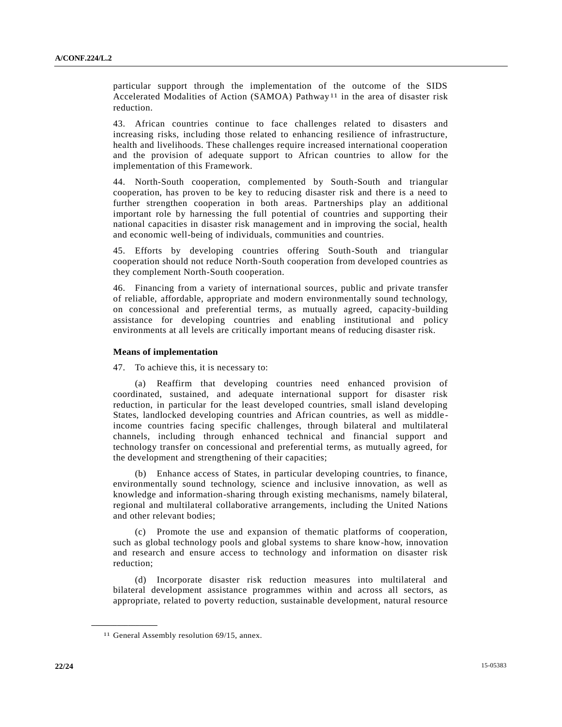particular support through the implementation of the outcome of the SIDS Accelerated Modalities of Action (SAMOA) Pathway[11] in the area of disaster risk reduction.

43. African countries continue to face challenges related to disasters and increasing risks, including those related to enhancing resilience of infrastructure, health and livelihoods. These challenges require increased international cooperation and the provision of adequate support to African countries to allow for the implementation of this Framework.

44. North-South cooperation, complemented by South-South and triangular cooperation, has proven to be key to reducing disaster risk and there is a need to further strengthen cooperation in both areas. Partnerships play an additional important role by harnessing the full potential of countries and supporting their national capacities in disaster risk management and in improving the social, health and economic well-being of individuals, communities and countries.

45. Efforts by developing countries offering South-South and triangular cooperation should not reduce North-South cooperation from developed countries as they complement North-South cooperation.

46. Financing from a variety of international sources, public and private transfer of reliable, affordable, appropriate and modern environmentally sound technology, on concessional and preferential terms, as mutually agreed, capacity-building assistance for developing countries and enabling institutional and policy environments at all levels are critically important means of reducing disaster risk.

**Means of implementation**

47. To achieve this, it is necessary to:

(a) Reaffirm that developing countries need enhanced provision of coordinated, sustained, and adequate international support for disaster risk reduction, in particular for the least developed countries, small island developing States, landlocked developing countries and African countries, as well as middle-income countries facing specific challenges, through bilateral and multilateral channels, including through enhanced technical and financial support and technology transfer on concessional and preferential terms, as mutually agreed, for the development and strengthening of their capacities;

(b) Enhance access of States, in particular developing countries, to finance, environmentally sound technology, science and inclusive innovation, as well as knowledge and information-sharing through existing mechanisms, namely bilateral, regional and multilateral collaborative arrangements, including the United Nations and other relevant bodies;

(c) Promote the use and expansion of thematic platforms of cooperation, such as global technology pools and global systems to share know-how, innovation and research and ensure access to technology and information on disaster risk reduction;

(d) Incorporate disaster risk reduction measures into multilateral and bilateral development assistance programmes within and across all sectors, as appropriate, related to poverty reduction, sustainable development, natural resource

[11] General Assembly resolution 69/15, annex.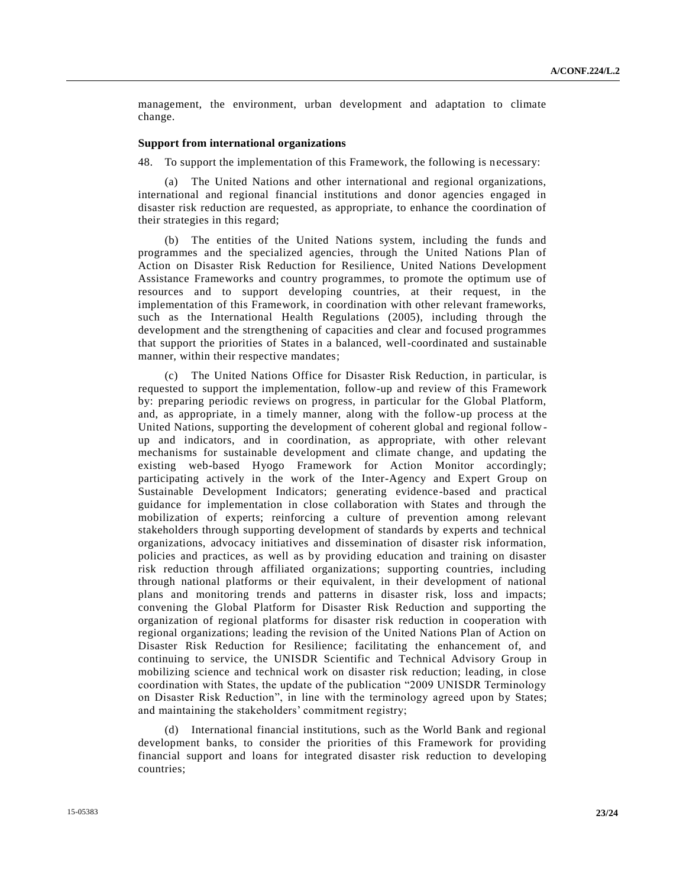management, the environment, urban development and adaptation to climate change.

### Support from international organizations

48. To support the implementation of this Framework, the following is necessary:

(a) The United Nations and other international and regional organizations, international and regional financial institutions and donor agencies engaged in disaster risk reduction are requested, as appropriate, to enhance the coordination of their strategies in this regard;

(b) The entities of the United Nations system, including the funds and programmes and the specialized agencies, through the United Nations Plan of Action on Disaster Risk Reduction for Resilience, United Nations Development Assistance Frameworks and country programmes, to promote the optimum use of resources and to support developing countries, at their request, in the implementation of this Framework, in coordination with other relevant frameworks, such as the International Health Regulations (2005), including through the development and the strengthening of capacities and clear and focused programmes that support the priorities of States in a balanced, well-coordinated and sustainable manner, within their respective mandates;

(c) The United Nations Office for Disaster Risk Reduction, in particular, is requested to support the implementation, follow-up and review of this Framework by: preparing periodic reviews on progress, in particular for the Global Platform, and, as appropriate, in a timely manner, along with the follow-up process at the United Nations, supporting the development of coherent global and regional follow-up and indicators, and in coordination, as appropriate, with other relevant mechanisms for sustainable development and climate change, and updating the existing web-based Hyogo Framework for Action Monitor accordingly; participating actively in the work of the Inter-Agency and Expert Group on Sustainable Development Indicators; generating evidence-based and practical guidance for implementation in close collaboration with States and through the mobilization of experts; reinforcing a culture of prevention among relevant stakeholders through supporting development of standards by experts and technical organizations, advocacy initiatives and dissemination of disaster risk information, policies and practices, as well as by providing education and training on disaster risk reduction through affiliated organizations; supporting countries, including through national platforms or their equivalent, in their development of national plans and monitoring trends and patterns in disaster risk, loss and impacts; convening the Global Platform for Disaster Risk Reduction and supporting the organization of regional platforms for disaster risk reduction in cooperation with regional organizations; leading the revision of the United Nations Plan of Action on Disaster Risk Reduction for Resilience; facilitating the enhancement of, and continuing to service, the UNISDR Scientific and Technical Advisory Group in mobilizing science and technical work on disaster risk reduction; leading, in close coordination with States, the update of the publication "2009 UNISDR Terminology on Disaster Risk Reduction", in line with the terminology agreed upon by States; and maintaining the stakeholders' commitment registry;

(d) International financial institutions, such as the World Bank and regional development banks, to consider the priorities of this Framework for providing financial support and loans for integrated disaster risk reduction to developing countries;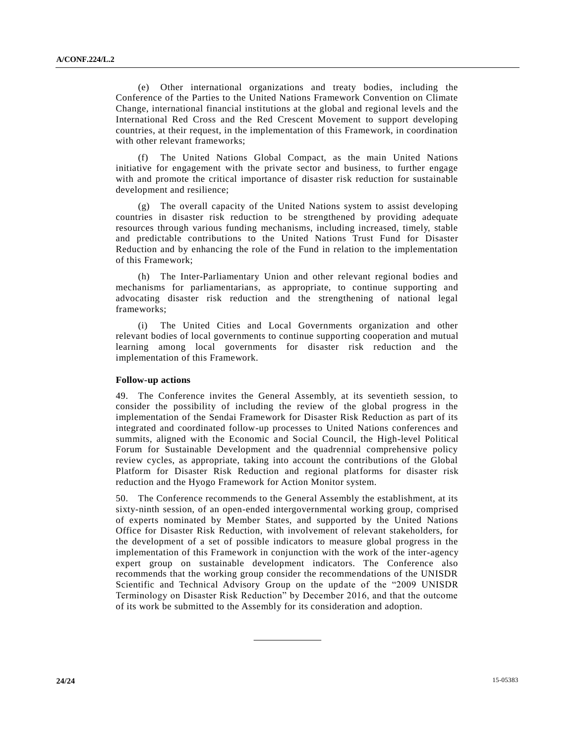(e) Other international organizations and treaty bodies, including the Conference of the Parties to the United Nations Framework Convention on Climate Change, international financial institutions at the global and regional levels and the International Red Cross and the Red Crescent Movement to support developing countries, at their request, in the implementation of this Framework, in coordination with other relevant frameworks;

(f) The United Nations Global Compact, as the main United Nations initiative for engagement with the private sector and business, to further engage with and promote the critical importance of disaster risk reduction for sustainable development and resilience;

(g) The overall capacity of the United Nations system to assist developing countries in disaster risk reduction to be strengthened by providing adequate resources through various funding mechanisms, including increased, timely, stable and predictable contributions to the United Nations Trust Fund for Disaster Reduction and by enhancing the role of the Fund in relation to the implementation of this Framework;

(h) The Inter-Parliamentary Union and other relevant regional bodies and mechanisms for parliamentarians, as appropriate, to continue supporting and advocating disaster risk reduction and the strengthening of national legal frameworks;

(i) The United Cities and Local Governments organization and other relevant bodies of local governments to continue supporting cooperation and mutual learning among local governments for disaster risk reduction and the implementation of this Framework.

**Follow-up actions**

49. The Conference invites the General Assembly, at its seventieth session, to consider the possibility of including the review of the global progress in the implementation of the Sendai Framework for Disaster Risk Reduction as part of its integrated and coordinated follow-up processes to United Nations conferences and summits, aligned with the Economic and Social Council, the High-level Political Forum for Sustainable Development and the quadrennial comprehensive policy review cycles, as appropriate, taking into account the contributions of the Global Platform for Disaster Risk Reduction and regional platforms for disaster risk reduction and the Hyogo Framework for Action Monitor system.

50. The Conference recommends to the General Assembly the establishment, at its sixty-ninth session, of an open-ended intergovernmental working group, comprised of experts nominated by Member States, and supported by the United Nations Office for Disaster Risk Reduction, with involvement of relevant stakeholders, for the development of a set of possible indicators to measure global progress in the implementation of this Framework in conjunction with the work of the inter-agency expert group on sustainable development indicators. The Conference also recommends that the working group consider the recommendations of the UNISDR Scientific and Technical Advisory Group on the update of the "2009 UNISDR Terminology on Disaster Risk Reduction" by December 2016, and that the outcome of its work be submitted to the Assembly for its consideration and adoption.